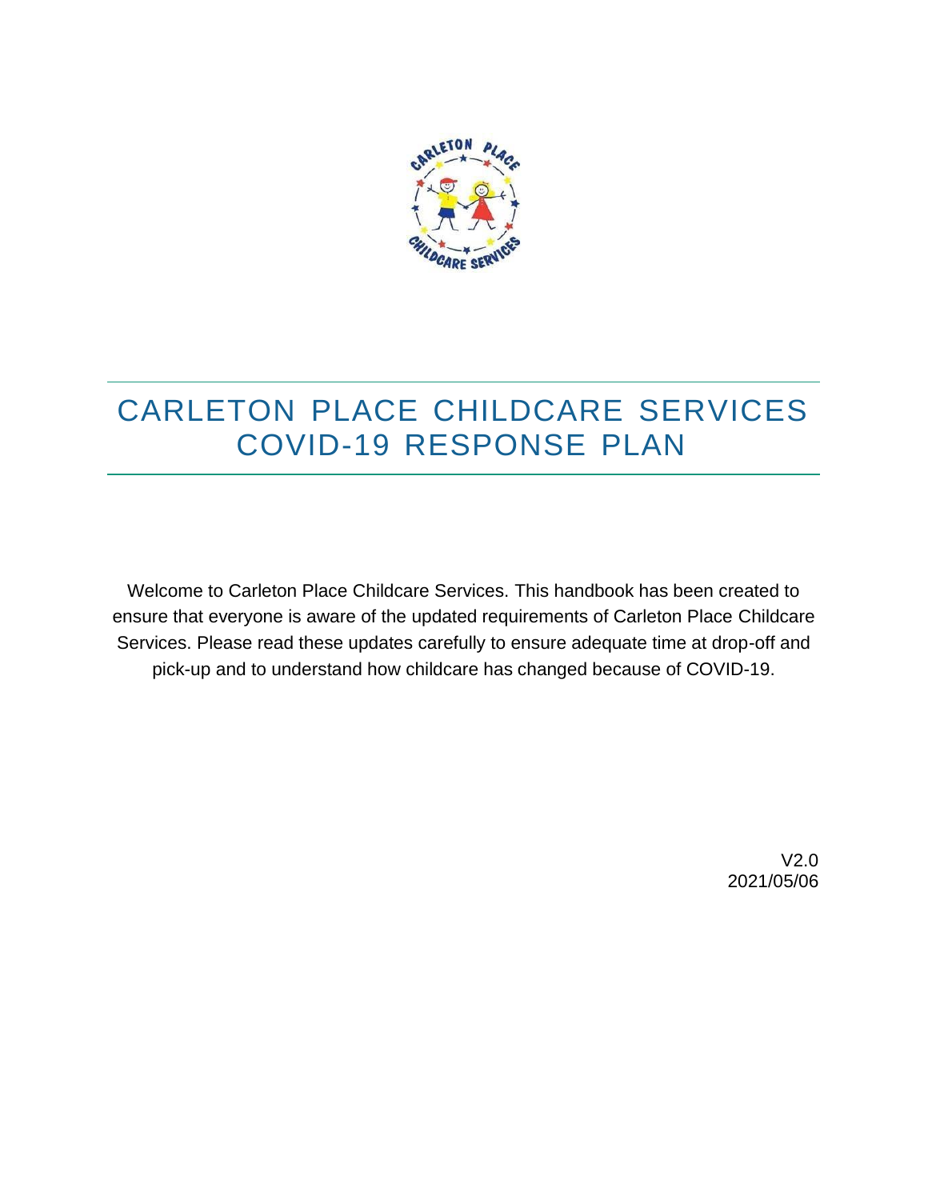# CARLETON PLACE CHILDCARE SERVICES COVID-19 RESPONSE PLAN

Welcome to Carleton Place Childcare Services. This handbook has been created to ensure that everyone is aware of the updated requirements of Carleton Place Childcare Services. Please read these updates carefully to ensure adequate time at drop-off and pick-up and to understand how childcare has changed because of COVID-19.

V2.0
2021/05/06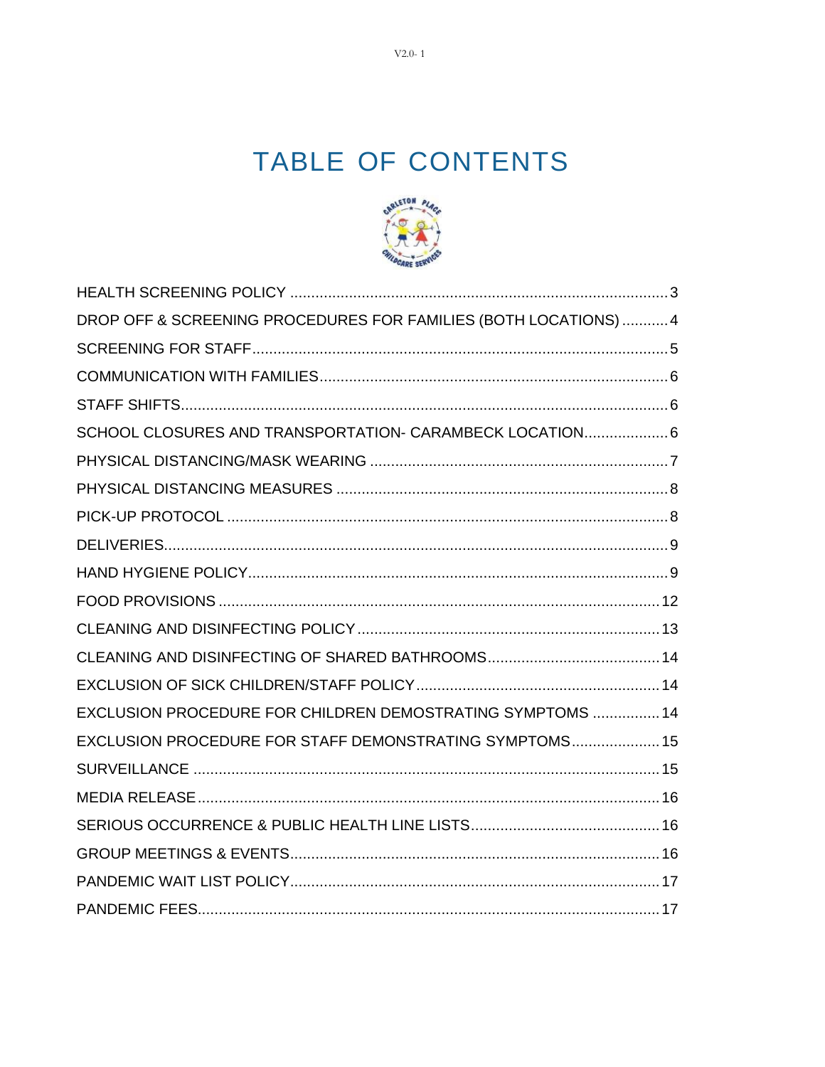# TABLE OF CONTENTS

HEALTH SCREENING POLICY ........................................................................................... 3
DROP OFF & SCREENING PROCEDURES FOR FAMILIES (BOTH LOCATIONS) ........... 4
SCREENING FOR STAFF ................................................................................................... 5
COMMUNICATION WITH FAMILIES .................................................................................. 6
STAFF SHIFTS .................................................................................................................... 6
SCHOOL CLOSURES AND TRANSPORTATION- CARAMBECK LOCATION .................... 6
PHYSICAL DISTANCING/MASK WEARING ....................................................................... 7
PHYSICAL DISTANCING MEASURES ............................................................................... 8
PICK-UP PROTOCOL ......................................................................................................... 8
DELIVERIES ....................................................................................................................... 9
HAND HYGIENE POLICY .................................................................................................... 9
FOOD PROVISIONS .......................................................................................................... 12
CLEANING AND DISINFECTING POLICY ......................................................................... 13
CLEANING AND DISINFECTING OF SHARED BATHROOMS .......................................... 14
EXCLUSION OF SICK CHILDREN/STAFF POLICY ........................................................... 14
EXCLUSION PROCEDURE FOR CHILDREN DEMOSTRATING SYMPTOMS ................ 14
EXCLUSION PROCEDURE FOR STAFF DEMONSTRATING SYMPTOMS ..................... 15
SURVEILLANCE ............................................................................................................... 15
MEDIA RELEASE .............................................................................................................. 16
SERIOUS OCCURRENCE & PUBLIC HEALTH LINE LISTS ............................................. 16
GROUP MEETINGS & EVENTS ........................................................................................ 16
PANDEMIC WAIT LIST POLICY ........................................................................................ 17
PANDEMIC FEES .............................................................................................................. 17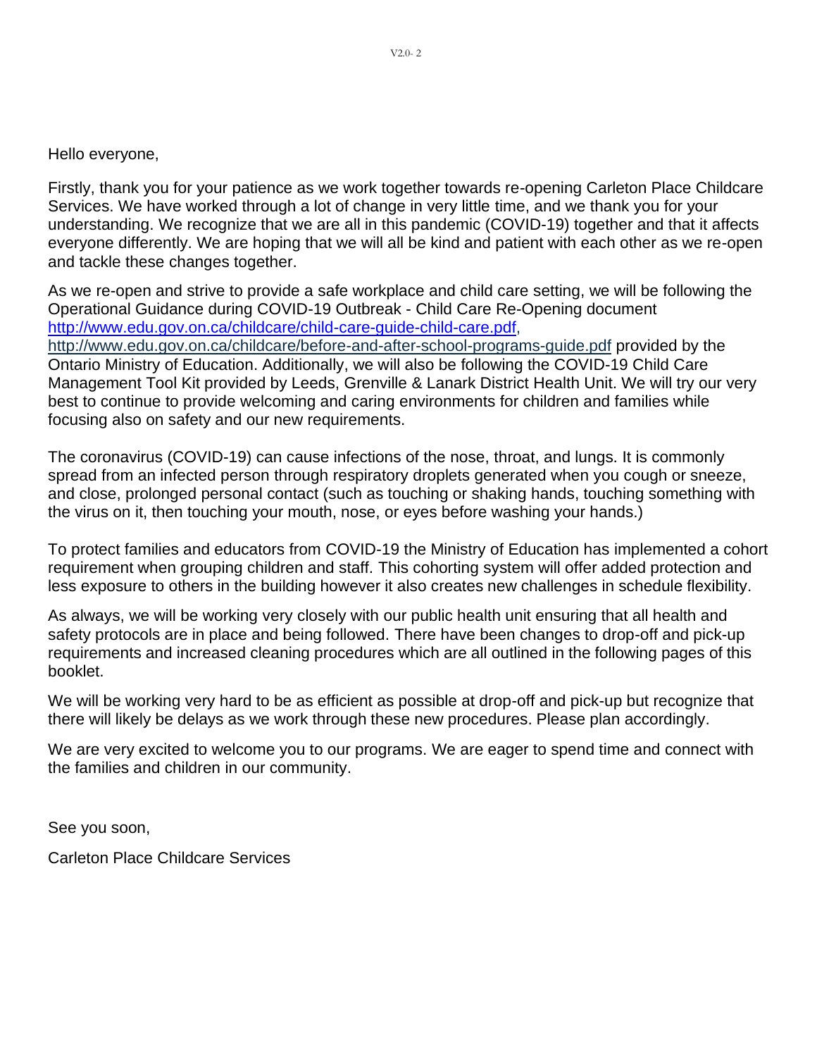Hello everyone,

Firstly, thank you for your patience as we work together towards re-opening Carleton Place Childcare Services. We have worked through a lot of change in very little time, and we thank you for your understanding. We recognize that we are all in this pandemic (COVID-19) together and that it affects everyone differently. We are hoping that we will all be kind and patient with each other as we re-open and tackle these changes together.

As we re-open and strive to provide a safe workplace and child care setting, we will be following the Operational Guidance during COVID-19 Outbreak - Child Care Re-Opening document [http://www.edu.gov.on.ca/childcare/child-care-guide-child-care.pdf](http://www.edu.gov.on.ca/childcare/child-care-guide-child-care.pdf), [http://www.edu.gov.on.ca/childcare/before-and-after-school-programs-guide.pdf](http://www.edu.gov.on.ca/childcare/before-and-after-school-programs-guide.pdf) provided by the Ontario Ministry of Education. Additionally, we will also be following the COVID-19 Child Care Management Tool Kit provided by Leeds, Grenville & Lanark District Health Unit. We will try our very best to continue to provide welcoming and caring environments for children and families while focusing also on safety and our new requirements.

The coronavirus (COVID-19) can cause infections of the nose, throat, and lungs. It is commonly spread from an infected person through respiratory droplets generated when you cough or sneeze, and close, prolonged personal contact (such as touching or shaking hands, touching something with the virus on it, then touching your mouth, nose, or eyes before washing your hands.)

To protect families and educators from COVID-19 the Ministry of Education has implemented a cohort requirement when grouping children and staff. This cohorting system will offer added protection and less exposure to others in the building however it also creates new challenges in schedule flexibility.

As always, we will be working very closely with our public health unit ensuring that all health and safety protocols are in place and being followed. There have been changes to drop-off and pick-up requirements and increased cleaning procedures which are all outlined in the following pages of this booklet.

We will be working very hard to be as efficient as possible at drop-off and pick-up but recognize that there will likely be delays as we work through these new procedures. Please plan accordingly.

We are very excited to welcome you to our programs. We are eager to spend time and connect with the families and children in our community.

See you soon,

Carleton Place Childcare Services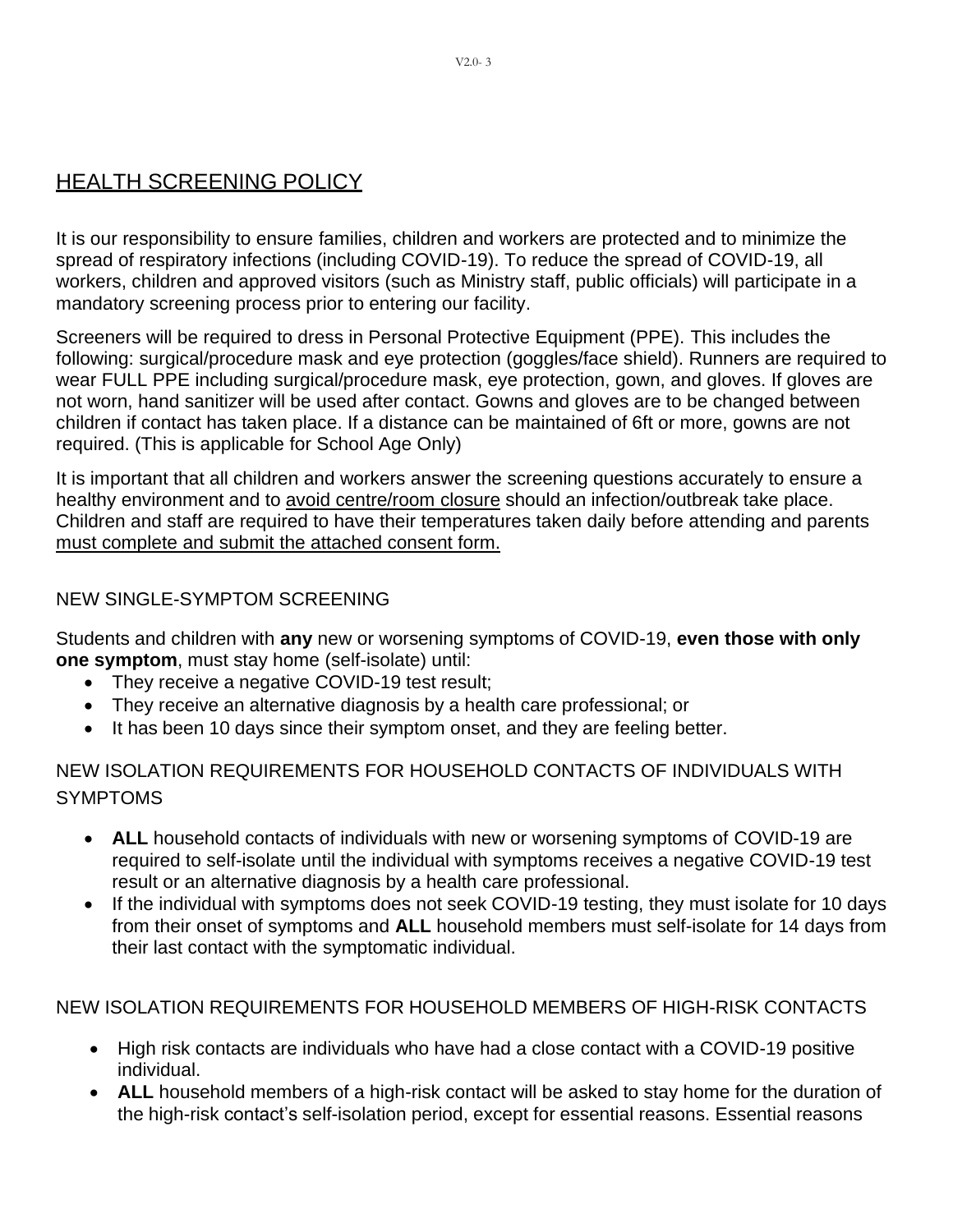# HEALTH SCREENING POLICY

It is our responsibility to ensure families, children and workers are protected and to minimize the spread of respiratory infections (including COVID-19). To reduce the spread of COVID-19, all workers, children and approved visitors (such as Ministry staff, public officials) will participate in a mandatory screening process prior to entering our facility.

Screeners will be required to dress in Personal Protective Equipment (PPE). This includes the following: surgical/procedure mask and eye protection (goggles/face shield). Runners are required to wear FULL PPE including surgical/procedure mask, eye protection, gown, and gloves. If gloves are not worn, hand sanitizer will be used after contact. Gowns and gloves are to be changed between children if contact has taken place. If a distance can be maintained of 6ft or more, gowns are not required. (This is applicable for School Age Only)

It is important that all children and workers answer the screening questions accurately to ensure a healthy environment and to avoid centre/room closure should an infection/outbreak take place. Children and staff are required to have their temperatures taken daily before attending and parents must complete and submit the attached consent form.

## NEW SINGLE-SYMPTOM SCREENING

Students and children with **any** new or worsening symptoms of COVID-19, **even those with only one symptom**, must stay home (self-isolate) until:

- They receive a negative COVID-19 test result;
- They receive an alternative diagnosis by a health care professional; or
- It has been 10 days since their symptom onset, and they are feeling better.

## NEW ISOLATION REQUIREMENTS FOR HOUSEHOLD CONTACTS OF INDIVIDUALS WITH SYMPTOMS

- **ALL** household contacts of individuals with new or worsening symptoms of COVID-19 are required to self-isolate until the individual with symptoms receives a negative COVID-19 test result or an alternative diagnosis by a health care professional.
- If the individual with symptoms does not seek COVID-19 testing, they must isolate for 10 days from their onset of symptoms and **ALL** household members must self-isolate for 14 days from their last contact with the symptomatic individual.

## NEW ISOLATION REQUIREMENTS FOR HOUSEHOLD MEMBERS OF HIGH-RISK CONTACTS

- High risk contacts are individuals who have had a close contact with a COVID-19 positive individual.
- **ALL** household members of a high-risk contact will be asked to stay home for the duration of the high-risk contact's self-isolation period, except for essential reasons. Essential reasons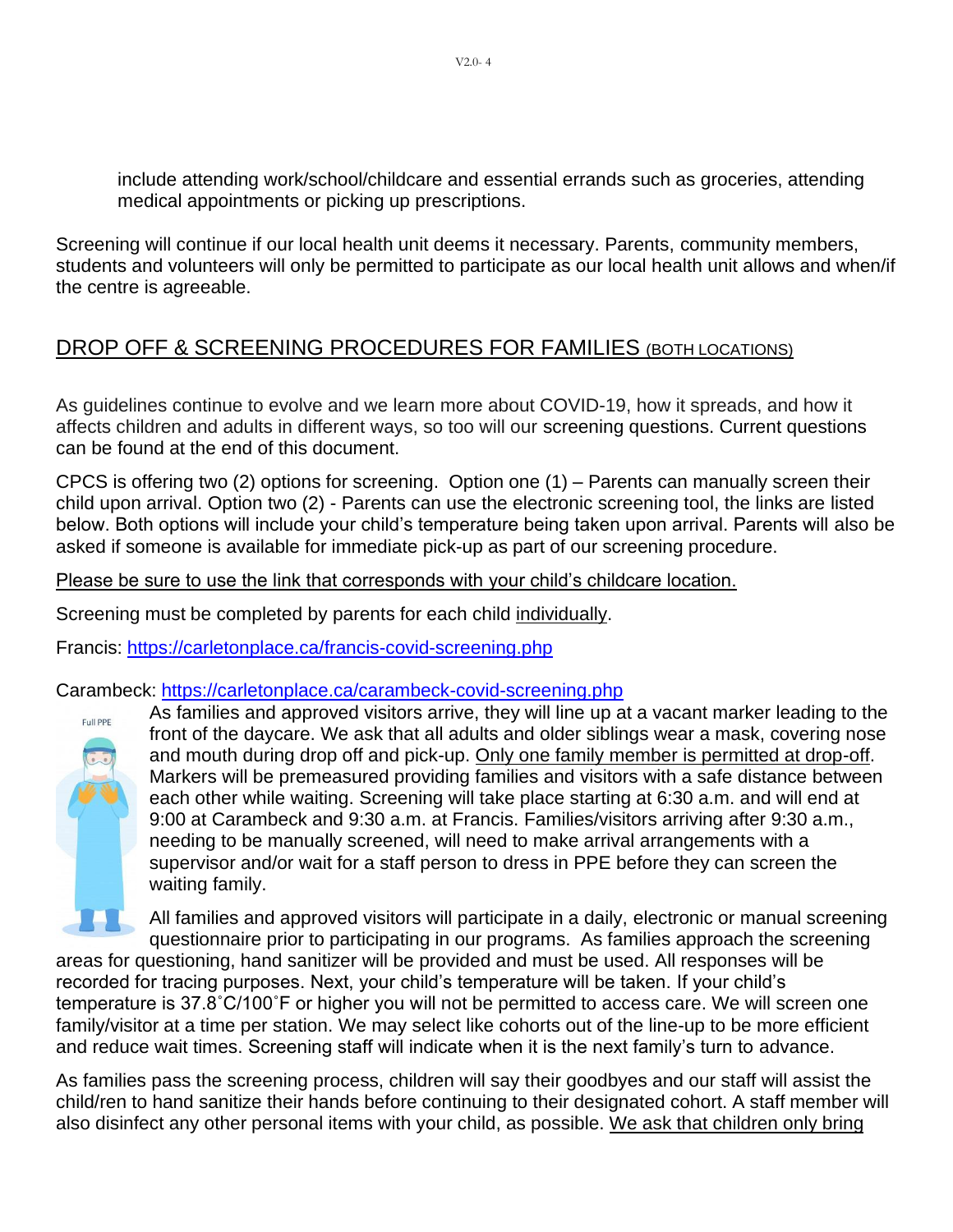include attending work/school/childcare and essential errands such as groceries, attending medical appointments or picking up prescriptions.

Screening will continue if our local health unit deems it necessary. Parents, community members, students and volunteers will only be permitted to participate as our local health unit allows and when/if the centre is agreeable.

## DROP OFF & SCREENING PROCEDURES FOR FAMILIES (BOTH LOCATIONS)

As guidelines continue to evolve and we learn more about COVID-19, how it spreads, and how it affects children and adults in different ways, so too will our screening questions. Current questions can be found at the end of this document.

CPCS is offering two (2) options for screening. Option one (1) – Parents can manually screen their child upon arrival. Option two (2) - Parents can use the electronic screening tool, the links are listed below. Both options will include your child's temperature being taken upon arrival. Parents will also be asked if someone is available for immediate pick-up as part of our screening procedure.

Please be sure to use the link that corresponds with your child's childcare location.

Screening must be completed by parents for each child individually.

Francis: https://carletonplace.ca/francis-covid-screening.php

Carambeck: https://carletonplace.ca/carambeck-covid-screening.php

Full PPE

As families and approved visitors arrive, they will line up at a vacant marker leading to the front of the daycare. We ask that all adults and older siblings wear a mask, covering nose and mouth during drop off and pick-up. Only one family member is permitted at drop-off. Markers will be premeasured providing families and visitors with a safe distance between each other while waiting. Screening will take place starting at 6:30 a.m. and will end at 9:00 at Carambeck and 9:30 a.m. at Francis. Families/visitors arriving after 9:30 a.m., needing to be manually screened, will need to make arrival arrangements with a supervisor and/or wait for a staff person to dress in PPE before they can screen the waiting family.

All families and approved visitors will participate in a daily, electronic or manual screening questionnaire prior to participating in our programs. As families approach the screening areas for questioning, hand sanitizer will be provided and must be used. All responses will be recorded for tracing purposes. Next, your child's temperature will be taken. If your child's temperature is 37.8˚C/100˚F or higher you will not be permitted to access care. We will screen one family/visitor at a time per station. We may select like cohorts out of the line-up to be more efficient and reduce wait times. Screening staff will indicate when it is the next family's turn to advance.

As families pass the screening process, children will say their goodbyes and our staff will assist the child/ren to hand sanitize their hands before continuing to their designated cohort. A staff member will also disinfect any other personal items with your child, as possible. We ask that children only bring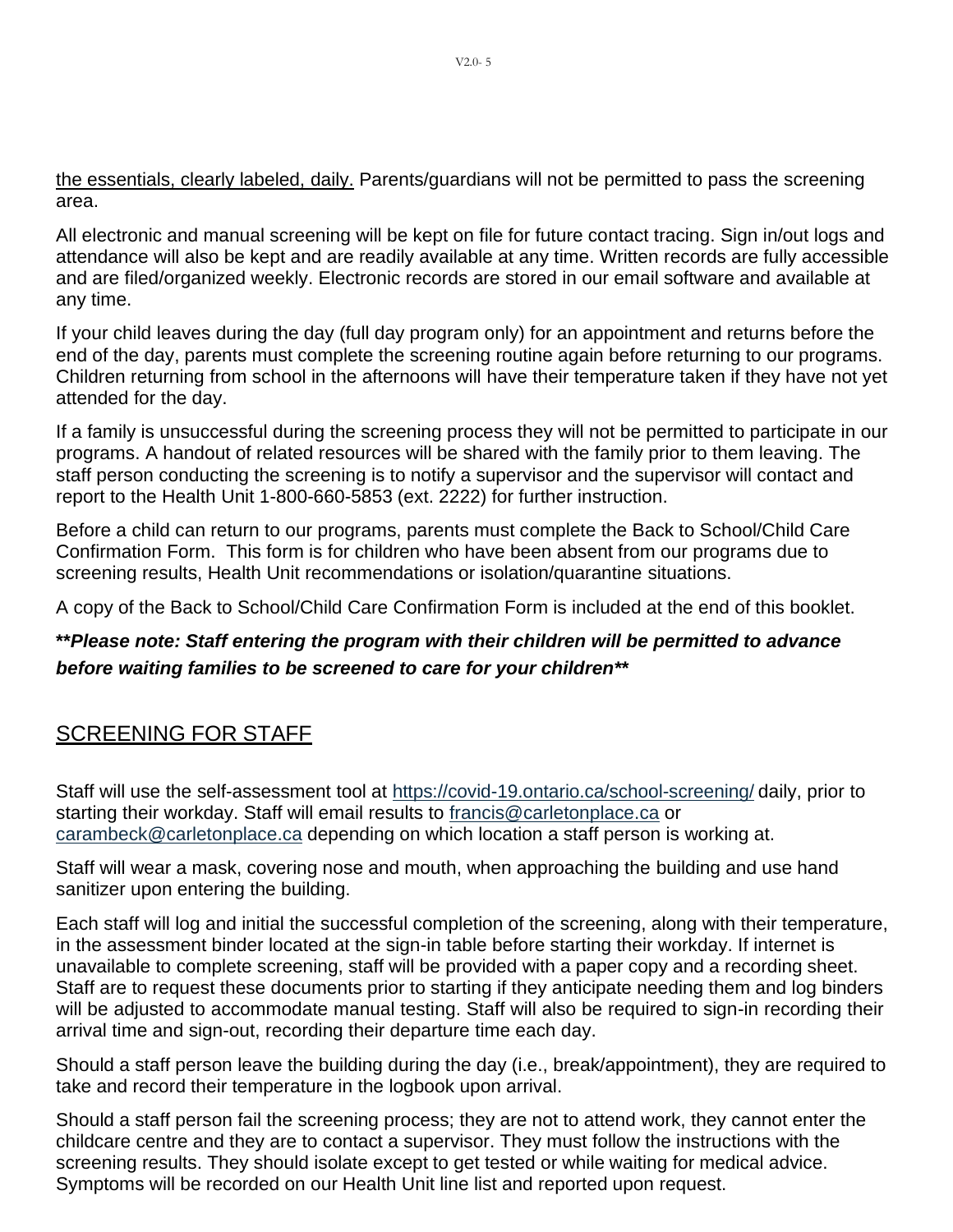the essentials, clearly labeled, daily. Parents/guardians will not be permitted to pass the screening area.

All electronic and manual screening will be kept on file for future contact tracing. Sign in/out logs and attendance will also be kept and are readily available at any time. Written records are fully accessible and are filed/organized weekly. Electronic records are stored in our email software and available at any time.

If your child leaves during the day (full day program only) for an appointment and returns before the end of the day, parents must complete the screening routine again before returning to our programs. Children returning from school in the afternoons will have their temperature taken if they have not yet attended for the day.

If a family is unsuccessful during the screening process they will not be permitted to participate in our programs. A handout of related resources will be shared with the family prior to them leaving. The staff person conducting the screening is to notify a supervisor and the supervisor will contact and report to the Health Unit 1-800-660-5853 (ext. 2222) for further instruction.

Before a child can return to our programs, parents must complete the Back to School/Child Care Confirmation Form. This form is for children who have been absent from our programs due to screening results, Health Unit recommendations or isolation/quarantine situations.

A copy of the Back to School/Child Care Confirmation Form is included at the end of this booklet.

***\*\*Please note: Staff entering the program with their children will be permitted to advance before waiting families to be screened to care for your children\*\****

## SCREENING FOR STAFF

Staff will use the self-assessment tool at https://covid-19.ontario.ca/school-screening/ daily, prior to starting their workday. Staff will email results to francis@carletonplace.ca or carambeck@carletonplace.ca depending on which location a staff person is working at.

Staff will wear a mask, covering nose and mouth, when approaching the building and use hand sanitizer upon entering the building.

Each staff will log and initial the successful completion of the screening, along with their temperature, in the assessment binder located at the sign-in table before starting their workday. If internet is unavailable to complete screening, staff will be provided with a paper copy and a recording sheet. Staff are to request these documents prior to starting if they anticipate needing them and log binders will be adjusted to accommodate manual testing. Staff will also be required to sign-in recording their arrival time and sign-out, recording their departure time each day.

Should a staff person leave the building during the day (i.e., break/appointment), they are required to take and record their temperature in the logbook upon arrival.

Should a staff person fail the screening process; they are not to attend work, they cannot enter the childcare centre and they are to contact a supervisor. They must follow the instructions with the screening results. They should isolate except to get tested or while waiting for medical advice. Symptoms will be recorded on our Health Unit line list and reported upon request.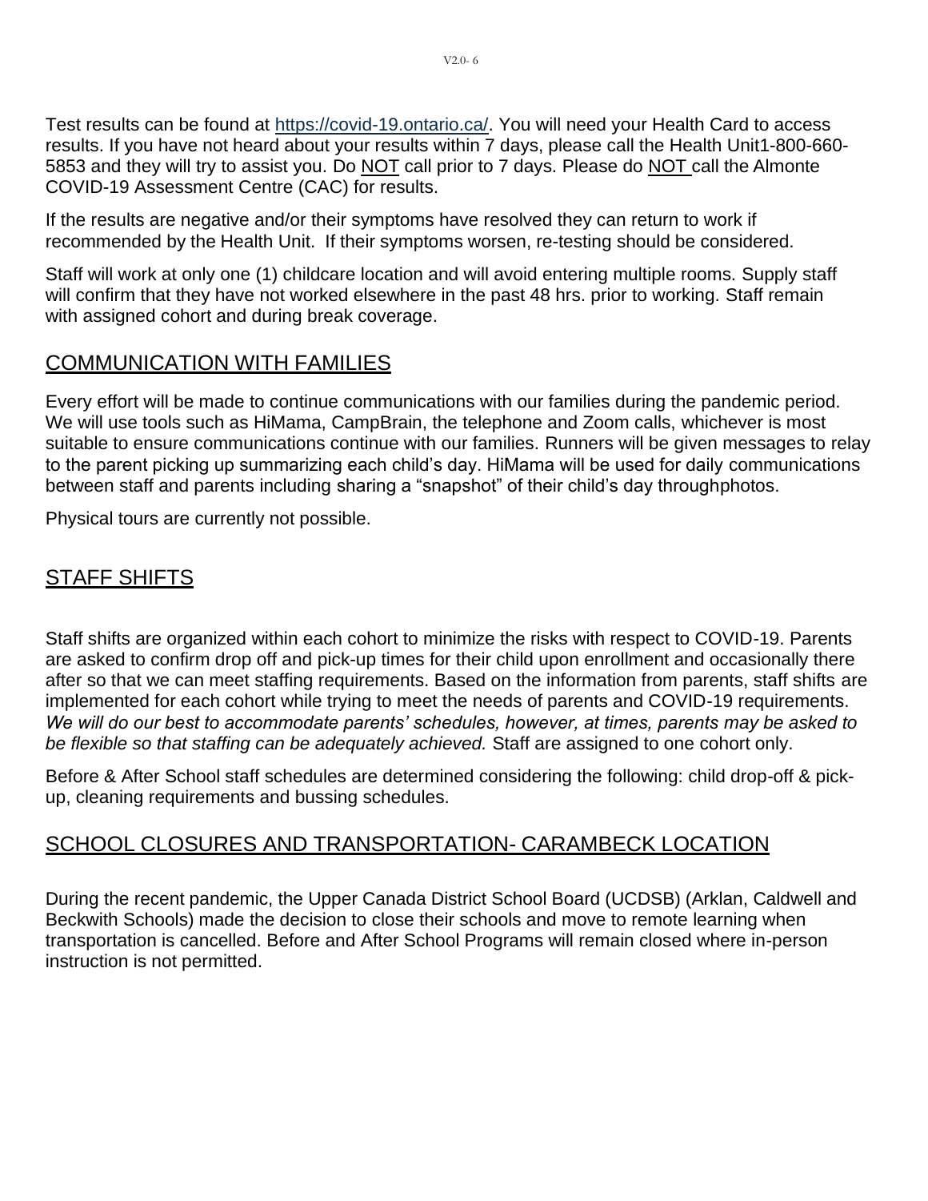Test results can be found at https://covid-19.ontario.ca/. You will need your Health Card to access results. If you have not heard about your results within 7 days, please call the Health Unit1-800-660-5853 and they will try to assist you. Do NOT call prior to 7 days. Please do NOT call the Almonte COVID-19 Assessment Centre (CAC) for results.

If the results are negative and/or their symptoms have resolved they can return to work if recommended by the Health Unit. If their symptoms worsen, re-testing should be considered.

Staff will work at only one (1) childcare location and will avoid entering multiple rooms. Supply staff will confirm that they have not worked elsewhere in the past 48 hrs. prior to working. Staff remain with assigned cohort and during break coverage.

## COMMUNICATION WITH FAMILIES

Every effort will be made to continue communications with our families during the pandemic period. We will use tools such as HiMama, CampBrain, the telephone and Zoom calls, whichever is most suitable to ensure communications continue with our families. Runners will be given messages to relay to the parent picking up summarizing each child's day. HiMama will be used for daily communications between staff and parents including sharing a "snapshot" of their child's day throughphotos.

Physical tours are currently not possible.

## STAFF SHIFTS

Staff shifts are organized within each cohort to minimize the risks with respect to COVID-19. Parents are asked to confirm drop off and pick-up times for their child upon enrollment and occasionally there after so that we can meet staffing requirements. Based on the information from parents, staff shifts are implemented for each cohort while trying to meet the needs of parents and COVID-19 requirements. *We will do our best to accommodate parents' schedules, however, at times, parents may be asked to be flexible so that staffing can be adequately achieved.* Staff are assigned to one cohort only.

Before & After School staff schedules are determined considering the following: child drop-off & pick-up, cleaning requirements and bussing schedules.

## SCHOOL CLOSURES AND TRANSPORTATION- CARAMBECK LOCATION

During the recent pandemic, the Upper Canada District School Board (UCDSB) (Arklan, Caldwell and Beckwith Schools) made the decision to close their schools and move to remote learning when transportation is cancelled. Before and After School Programs will remain closed where in-person instruction is not permitted.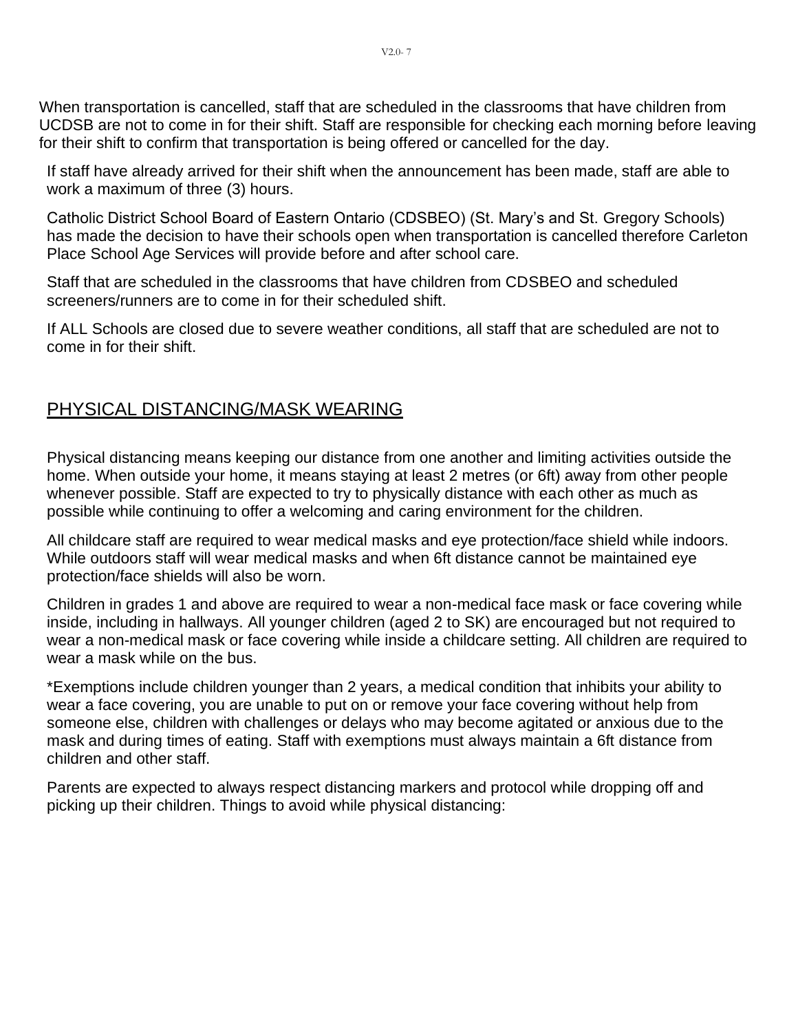When transportation is cancelled, staff that are scheduled in the classrooms that have children from UCDSB are not to come in for their shift. Staff are responsible for checking each morning before leaving for their shift to confirm that transportation is being offered or cancelled for the day.

If staff have already arrived for their shift when the announcement has been made, staff are able to work a maximum of three (3) hours.

Catholic District School Board of Eastern Ontario (CDSBEO) (St. Mary's and St. Gregory Schools) has made the decision to have their schools open when transportation is cancelled therefore Carleton Place School Age Services will provide before and after school care.

Staff that are scheduled in the classrooms that have children from CDSBEO and scheduled screeners/runners are to come in for their scheduled shift.

If ALL Schools are closed due to severe weather conditions, all staff that are scheduled are not to come in for their shift.

## PHYSICAL DISTANCING/MASK WEARING

Physical distancing means keeping our distance from one another and limiting activities outside the home. When outside your home, it means staying at least 2 metres (or 6ft) away from other people whenever possible. Staff are expected to try to physically distance with each other as much as possible while continuing to offer a welcoming and caring environment for the children.

All childcare staff are required to wear medical masks and eye protection/face shield while indoors. While outdoors staff will wear medical masks and when 6ft distance cannot be maintained eye protection/face shields will also be worn.

Children in grades 1 and above are required to wear a non-medical face mask or face covering while inside, including in hallways. All younger children (aged 2 to SK) are encouraged but not required to wear a non-medical mask or face covering while inside a childcare setting. All children are required to wear a mask while on the bus.

*Exemptions include children younger than 2 years, a medical condition that inhibits your ability to wear a face covering, you are unable to put on or remove your face covering without help from someone else, children with challenges or delays who may become agitated or anxious due to the mask and during times of eating. Staff with exemptions must always maintain a 6ft distance from children and other staff.

Parents are expected to always respect distancing markers and protocol while dropping off and picking up their children. Things to avoid while physical distancing: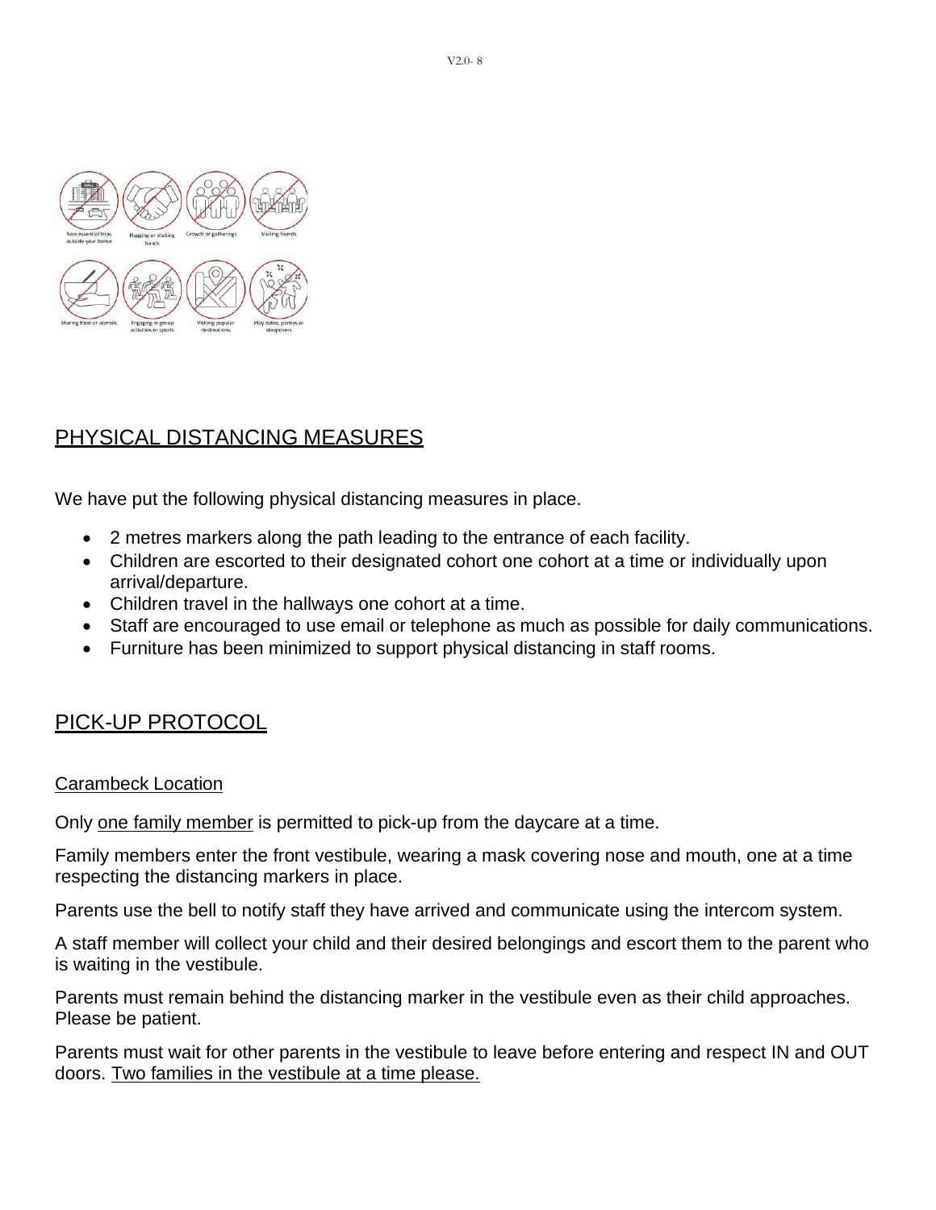Non-essential trips outside your home

Hugging or shaking hands

Crowds or gatherings

Visiting friends

Sharing food or utensils

Engaging in group activities or sports

Visiting popular destinations

Play dates, parties or sleepovers

## PHYSICAL DISTANCING MEASURES

We have put the following physical distancing measures in place.

- 2 metres markers along the path leading to the entrance of each facility.
- Children are escorted to their designated cohort one cohort at a time or individually upon arrival/departure.
- Children travel in the hallways one cohort at a time.
- Staff are encouraged to use email or telephone as much as possible for daily communications.
- Furniture has been minimized to support physical distancing in staff rooms.

## PICK-UP PROTOCOL

### Carambeck Location

Only one family member is permitted to pick-up from the daycare at a time.

Family members enter the front vestibule, wearing a mask covering nose and mouth, one at a time respecting the distancing markers in place.

Parents use the bell to notify staff they have arrived and communicate using the intercom system.

A staff member will collect your child and their desired belongings and escort them to the parent who is waiting in the vestibule.

Parents must remain behind the distancing marker in the vestibule even as their child approaches. Please be patient.

Parents must wait for other parents in the vestibule to leave before entering and respect IN and OUT doors. Two families in the vestibule at a time please.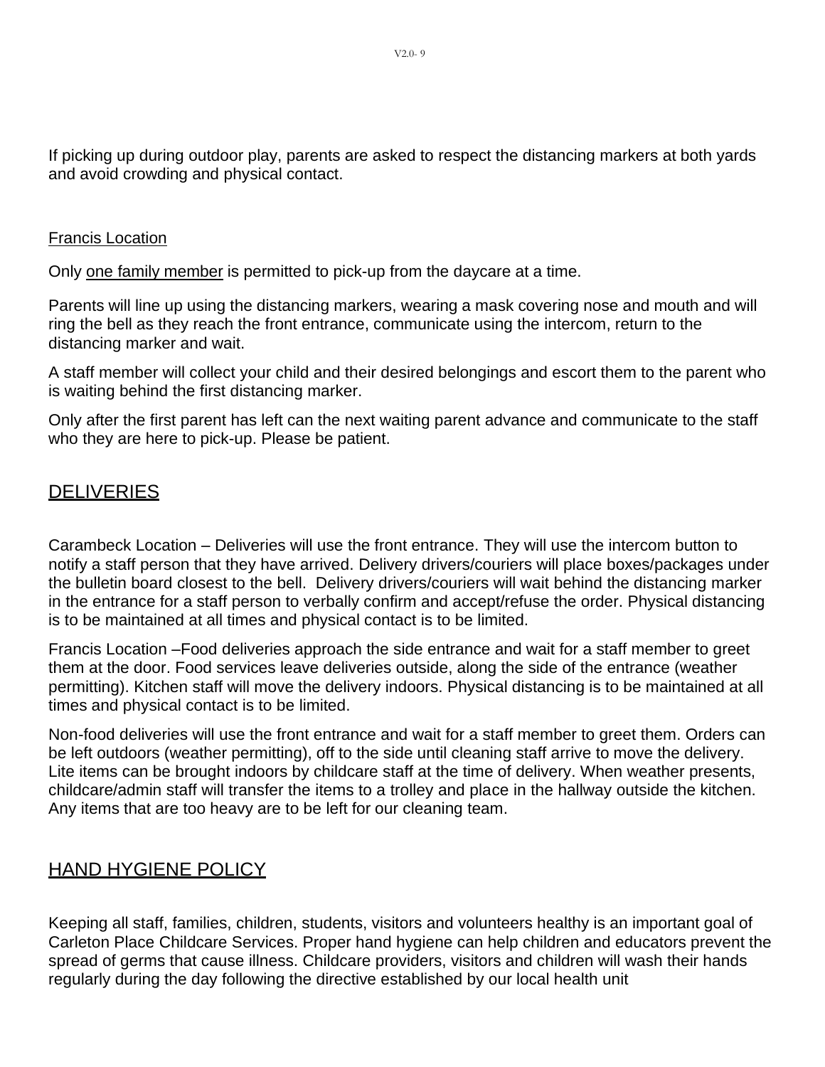If picking up during outdoor play, parents are asked to respect the distancing markers at both yards and avoid crowding and physical contact.

Francis Location

Only one family member is permitted to pick-up from the daycare at a time.

Parents will line up using the distancing markers, wearing a mask covering nose and mouth and will ring the bell as they reach the front entrance, communicate using the intercom, return to the distancing marker and wait.

A staff member will collect your child and their desired belongings and escort them to the parent who is waiting behind the first distancing marker.

Only after the first parent has left can the next waiting parent advance and communicate to the staff who they are here to pick-up. Please be patient.

## DELIVERIES

Carambeck Location – Deliveries will use the front entrance. They will use the intercom button to notify a staff person that they have arrived. Delivery drivers/couriers will place boxes/packages under the bulletin board closest to the bell. Delivery drivers/couriers will wait behind the distancing marker in the entrance for a staff person to verbally confirm and accept/refuse the order. Physical distancing is to be maintained at all times and physical contact is to be limited.

Francis Location –Food deliveries approach the side entrance and wait for a staff member to greet them at the door. Food services leave deliveries outside, along the side of the entrance (weather permitting). Kitchen staff will move the delivery indoors. Physical distancing is to be maintained at all times and physical contact is to be limited.

Non-food deliveries will use the front entrance and wait for a staff member to greet them. Orders can be left outdoors (weather permitting), off to the side until cleaning staff arrive to move the delivery. Lite items can be brought indoors by childcare staff at the time of delivery. When weather presents, childcare/admin staff will transfer the items to a trolley and place in the hallway outside the kitchen. Any items that are too heavy are to be left for our cleaning team.

## HAND HYGIENE POLICY

Keeping all staff, families, children, students, visitors and volunteers healthy is an important goal of Carleton Place Childcare Services. Proper hand hygiene can help children and educators prevent the spread of germs that cause illness. Childcare providers, visitors and children will wash their hands regularly during the day following the directive established by our local health unit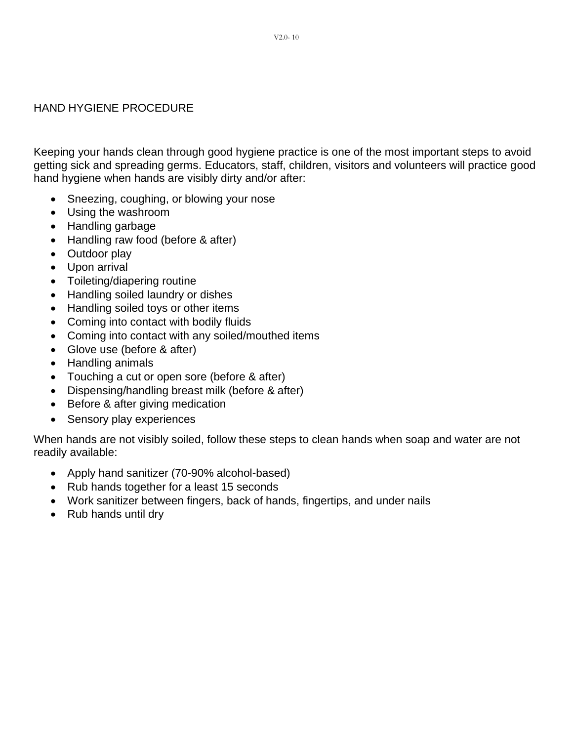# HAND HYGIENE PROCEDURE

Keeping your hands clean through good hygiene practice is one of the most important steps to avoid getting sick and spreading germs. Educators, staff, children, visitors and volunteers will practice good hand hygiene when hands are visibly dirty and/or after:

- Sneezing, coughing, or blowing your nose
- Using the washroom
- Handling garbage
- Handling raw food (before & after)
- Outdoor play
- Upon arrival
- Toileting/diapering routine
- Handling soiled laundry or dishes
- Handling soiled toys or other items
- Coming into contact with bodily fluids
- Coming into contact with any soiled/mouthed items
- Glove use (before & after)
- Handling animals
- Touching a cut or open sore (before & after)
- Dispensing/handling breast milk (before & after)
- Before & after giving medication
- Sensory play experiences

When hands are not visibly soiled, follow these steps to clean hands when soap and water are not readily available:

- Apply hand sanitizer (70-90% alcohol-based)
- Rub hands together for a least 15 seconds
- Work sanitizer between fingers, back of hands, fingertips, and under nails
- Rub hands until dry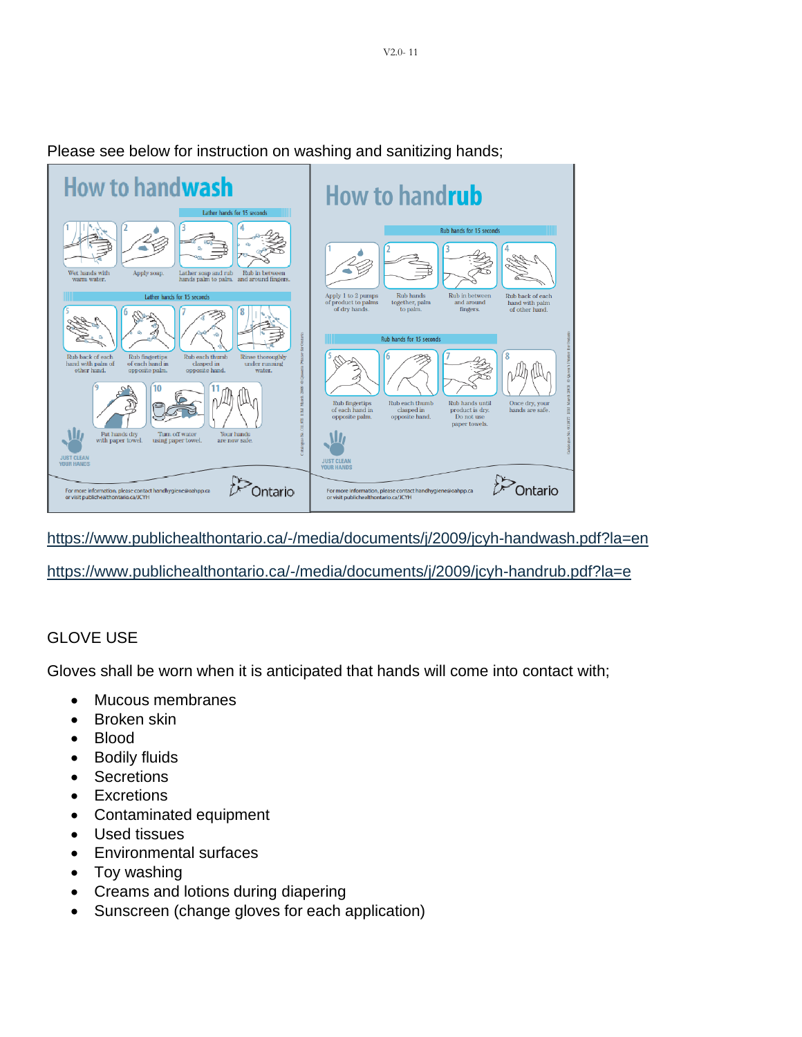Please see below for instruction on washing and sanitizing hands;

## How to handwash

Lather hands for 15 seconds

1. Wet hands with warm water.
2. Apply soap.
3. Lather soap and rub hands palm to palm.
4. Rub in between and around fingers.

Lather hands for 15 seconds

5. Rub back of each hand with palm of other hand.
6. Rub fingertips of each hand in opposite palm.
7. Rub each thumb clasped in opposite hand.
8. Rinse thoroughly under running water.
9. Pat hands dry with paper towel.
10. Turn off water using paper towel.
11. Your hands are now safe.

JUST CLEAN YOUR HANDS

For more information, please contact handhygiene@oahpp.ca or visit publichealthontario.ca/JCYH

Ontario

## How to handrub

Rub hands for 15 seconds

1. Apply 1 to 2 pumps of product to palms of dry hands.
2. Rub hands together, palm to palm.
3. Rub in between and around fingers.
4. Rub back of each hand with palm of other hand.

Rub hands for 15 seconds

5. Rub fingertips of each hand in opposite palm.
6. Rub each thumb clasped in opposite hand.
7. Rub hands until product is dry. Do not use paper towels.
8. Once dry, your hands are safe.

JUST CLEAN YOUR HANDS

For more information, please contact handhygiene@oahpp.ca or visit publichealthontario.ca/JCYH

Ontario

https://www.publichealthontario.ca/-/media/documents/j/2009/jcyh-handwash.pdf?la=en

https://www.publichealthontario.ca/-/media/documents/j/2009/jcyh-handrub.pdf?la=e

GLOVE USE

Gloves shall be worn when it is anticipated that hands will come into contact with;

- Mucous membranes
- Broken skin
- Blood
- Bodily fluids
- Secretions
- Excretions
- Contaminated equipment
- Used tissues
- Environmental surfaces
- Toy washing
- Creams and lotions during diapering
- Sunscreen (change gloves for each application)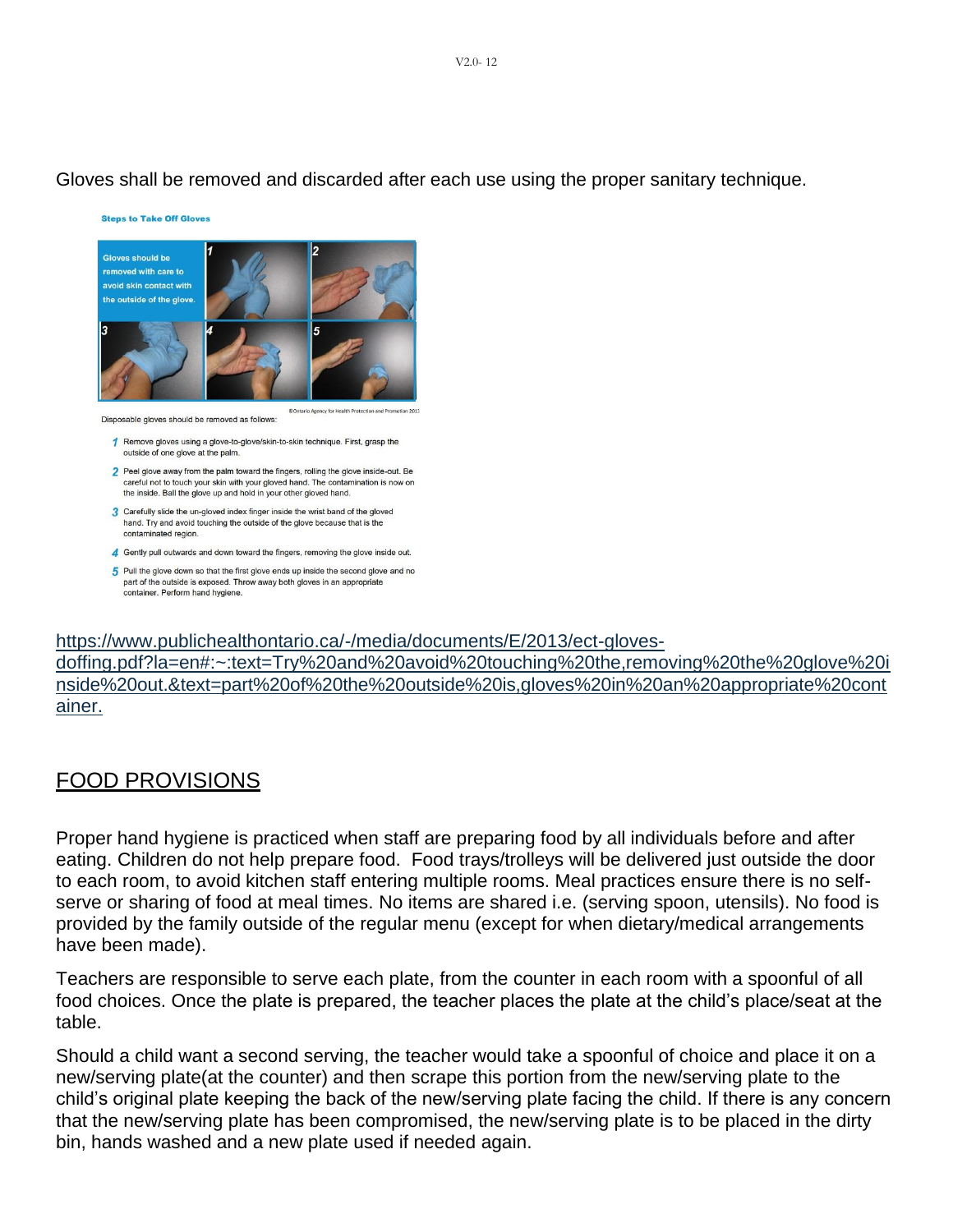Gloves shall be removed and discarded after each use using the proper sanitary technique.

**Steps to Take Off Gloves**

Gloves should be removed with care to avoid skin contact with the outside of the glove.

©Ontario Agency for Health Protection and Promotion 2013

Disposable gloves should be removed as follows:

1. Remove gloves using a glove-to-glove/skin-to-skin technique. First, grasp the outside of one glove at the palm.
2. Peel glove away from the palm toward the fingers, rolling the glove inside-out. Be careful not to touch your skin with your gloved hand. The contamination is now on the inside. Ball the glove up and hold in your other gloved hand.
3. Carefully slide the un-gloved index finger inside the wrist band of the gloved hand. Try and avoid touching the outside of the glove because that is the contaminated region.
4. Gently pull outwards and down toward the fingers, removing the glove inside out.
5. Pull the glove down so that the first glove ends up inside the second glove and no part of the outside is exposed. Throw away both gloves in an appropriate container. Perform hand hygiene.

https://www.publichealthontario.ca/-/media/documents/E/2013/ect-gloves-doffing.pdf?la=en#:~:text=Try%20and%20avoid%20touching%20the,removing%20the%20glove%20inside%20out.&text=part%20of%20the%20outside%20is,gloves%20in%20an%20appropriate%20container.

## FOOD PROVISIONS

Proper hand hygiene is practiced when staff are preparing food by all individuals before and after eating. Children do not help prepare food. Food trays/trolleys will be delivered just outside the door to each room, to avoid kitchen staff entering multiple rooms. Meal practices ensure there is no self-serve or sharing of food at meal times. No items are shared i.e. (serving spoon, utensils). No food is provided by the family outside of the regular menu (except for when dietary/medical arrangements have been made).

Teachers are responsible to serve each plate, from the counter in each room with a spoonful of all food choices. Once the plate is prepared, the teacher places the plate at the child's place/seat at the table.

Should a child want a second serving, the teacher would take a spoonful of choice and place it on a new/serving plate(at the counter) and then scrape this portion from the new/serving plate to the child's original plate keeping the back of the new/serving plate facing the child. If there is any concern that the new/serving plate has been compromised, the new/serving plate is to be placed in the dirty bin, hands washed and a new plate used if needed again.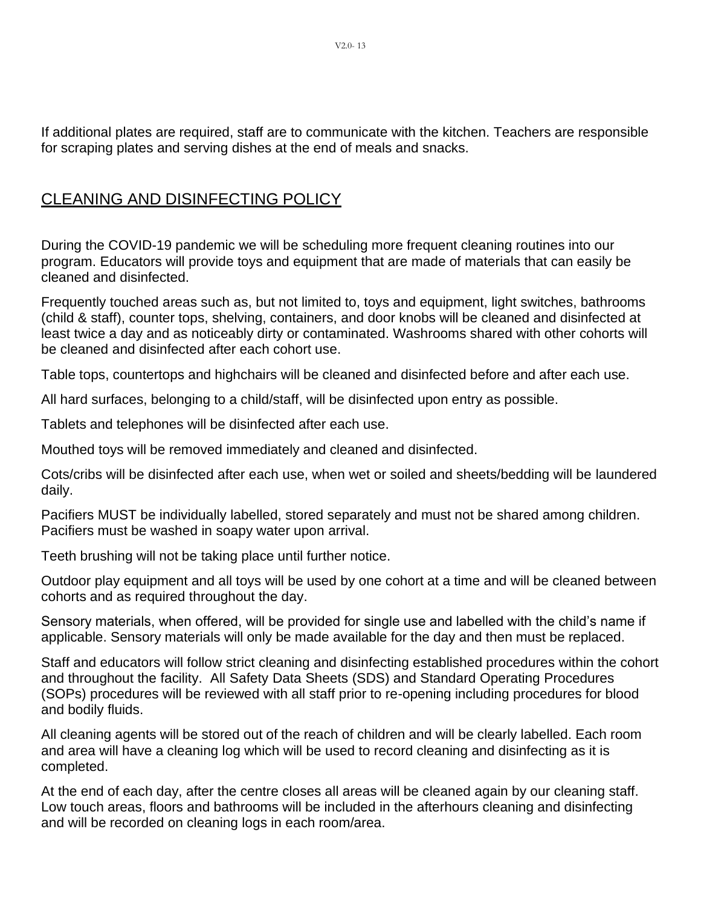If additional plates are required, staff are to communicate with the kitchen. Teachers are responsible for scraping plates and serving dishes at the end of meals and snacks.

## CLEANING AND DISINFECTING POLICY

During the COVID-19 pandemic we will be scheduling more frequent cleaning routines into our program. Educators will provide toys and equipment that are made of materials that can easily be cleaned and disinfected.

Frequently touched areas such as, but not limited to, toys and equipment, light switches, bathrooms (child & staff), counter tops, shelving, containers, and door knobs will be cleaned and disinfected at least twice a day and as noticeably dirty or contaminated. Washrooms shared with other cohorts will be cleaned and disinfected after each cohort use.

Table tops, countertops and highchairs will be cleaned and disinfected before and after each use.

All hard surfaces, belonging to a child/staff, will be disinfected upon entry as possible.

Tablets and telephones will be disinfected after each use.

Mouthed toys will be removed immediately and cleaned and disinfected.

Cots/cribs will be disinfected after each use, when wet or soiled and sheets/bedding will be laundered daily.

Pacifiers MUST be individually labelled, stored separately and must not be shared among children. Pacifiers must be washed in soapy water upon arrival.

Teeth brushing will not be taking place until further notice.

Outdoor play equipment and all toys will be used by one cohort at a time and will be cleaned between cohorts and as required throughout the day.

Sensory materials, when offered, will be provided for single use and labelled with the child's name if applicable. Sensory materials will only be made available for the day and then must be replaced.

Staff and educators will follow strict cleaning and disinfecting established procedures within the cohort and throughout the facility. All Safety Data Sheets (SDS) and Standard Operating Procedures (SOPs) procedures will be reviewed with all staff prior to re-opening including procedures for blood and bodily fluids.

All cleaning agents will be stored out of the reach of children and will be clearly labelled. Each room and area will have a cleaning log which will be used to record cleaning and disinfecting as it is completed.

At the end of each day, after the centre closes all areas will be cleaned again by our cleaning staff. Low touch areas, floors and bathrooms will be included in the afterhours cleaning and disinfecting and will be recorded on cleaning logs in each room/area.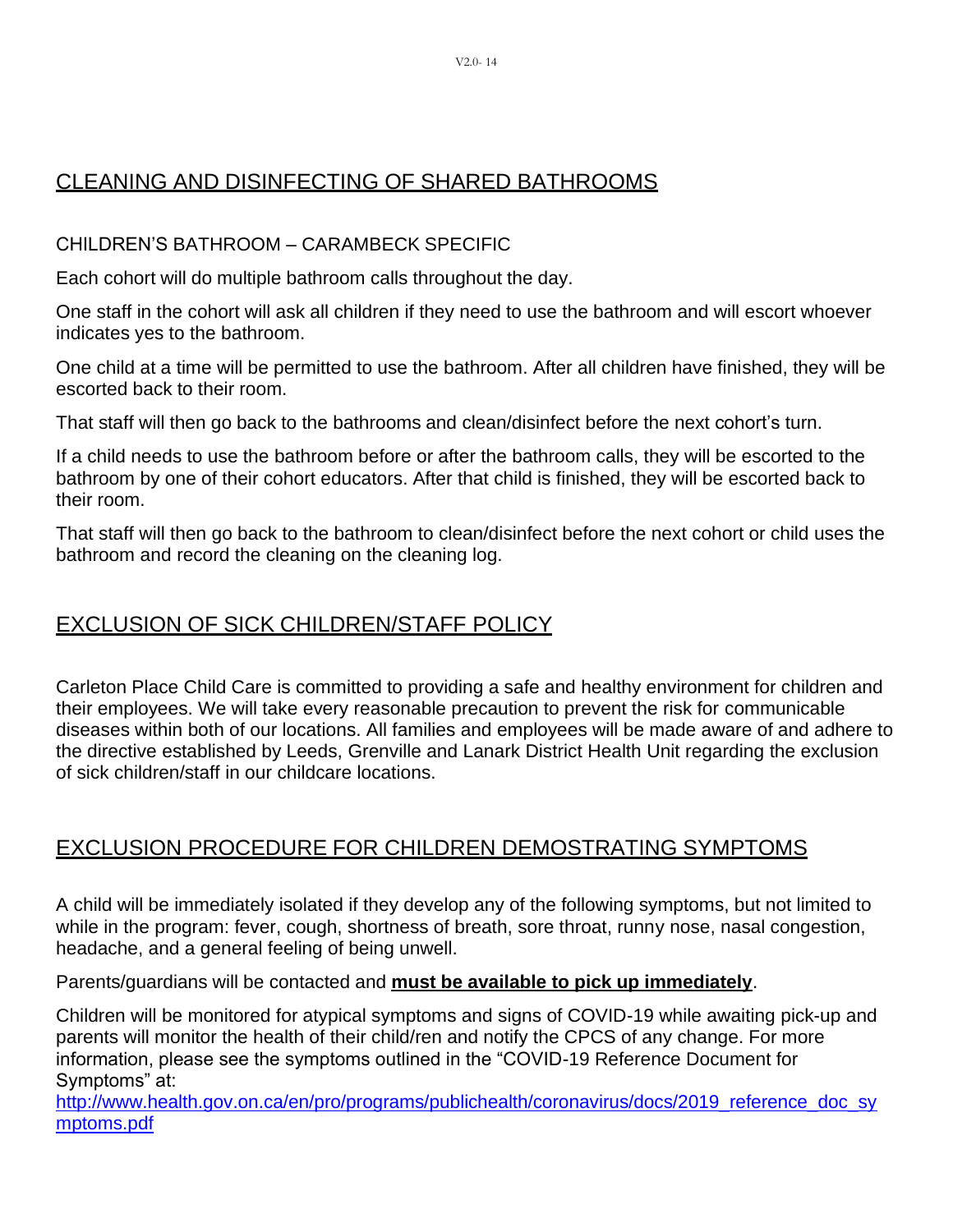## CLEANING AND DISINFECTING OF SHARED BATHROOMS

### CHILDREN'S BATHROOM – CARAMBECK SPECIFIC

Each cohort will do multiple bathroom calls throughout the day.

One staff in the cohort will ask all children if they need to use the bathroom and will escort whoever indicates yes to the bathroom.

One child at a time will be permitted to use the bathroom. After all children have finished, they will be escorted back to their room.

That staff will then go back to the bathrooms and clean/disinfect before the next cohort's turn.

If a child needs to use the bathroom before or after the bathroom calls, they will be escorted to the bathroom by one of their cohort educators. After that child is finished, they will be escorted back to their room.

That staff will then go back to the bathroom to clean/disinfect before the next cohort or child uses the bathroom and record the cleaning on the cleaning log.

## EXCLUSION OF SICK CHILDREN/STAFF POLICY

Carleton Place Child Care is committed to providing a safe and healthy environment for children and their employees. We will take every reasonable precaution to prevent the risk for communicable diseases within both of our locations. All families and employees will be made aware of and adhere to the directive established by Leeds, Grenville and Lanark District Health Unit regarding the exclusion of sick children/staff in our childcare locations.

## EXCLUSION PROCEDURE FOR CHILDREN DEMOSTRATING SYMPTOMS

A child will be immediately isolated if they develop any of the following symptoms, but not limited to while in the program: fever, cough, shortness of breath, sore throat, runny nose, nasal congestion, headache, and a general feeling of being unwell.

Parents/guardians will be contacted and **must be available to pick up immediately**.

Children will be monitored for atypical symptoms and signs of COVID-19 while awaiting pick-up and parents will monitor the health of their child/ren and notify the CPCS of any change. For more information, please see the symptoms outlined in the "COVID-19 Reference Document for Symptoms" at:
http://www.health.gov.on.ca/en/pro/programs/publichealth/coronavirus/docs/2019_reference_doc_symptoms.pdf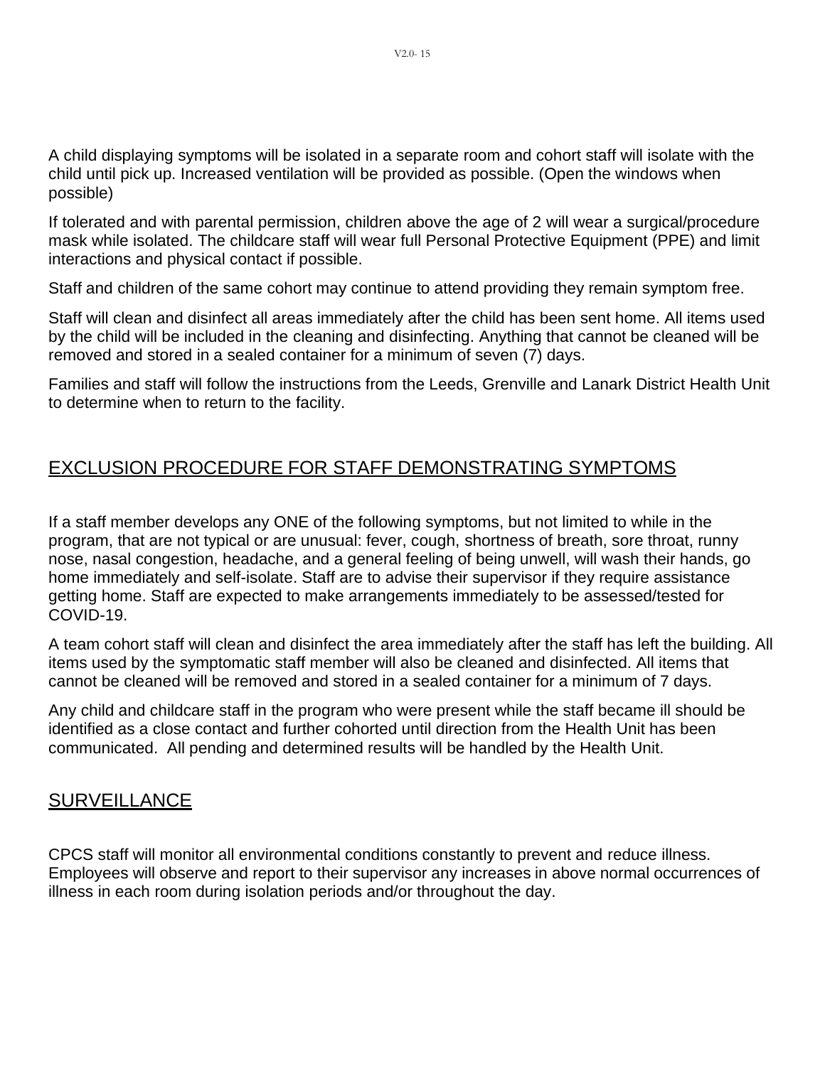A child displaying symptoms will be isolated in a separate room and cohort staff will isolate with the child until pick up. Increased ventilation will be provided as possible. (Open the windows when possible)

If tolerated and with parental permission, children above the age of 2 will wear a surgical/procedure mask while isolated. The childcare staff will wear full Personal Protective Equipment (PPE) and limit interactions and physical contact if possible.

Staff and children of the same cohort may continue to attend providing they remain symptom free.

Staff will clean and disinfect all areas immediately after the child has been sent home. All items used by the child will be included in the cleaning and disinfecting. Anything that cannot be cleaned will be removed and stored in a sealed container for a minimum of seven (7) days.

Families and staff will follow the instructions from the Leeds, Grenville and Lanark District Health Unit to determine when to return to the facility.

## EXCLUSION PROCEDURE FOR STAFF DEMONSTRATING SYMPTOMS

If a staff member develops any ONE of the following symptoms, but not limited to while in the program, that are not typical or are unusual: fever, cough, shortness of breath, sore throat, runny nose, nasal congestion, headache, and a general feeling of being unwell, will wash their hands, go home immediately and self-isolate. Staff are to advise their supervisor if they require assistance getting home. Staff are expected to make arrangements immediately to be assessed/tested for COVID-19.

A team cohort staff will clean and disinfect the area immediately after the staff has left the building. All items used by the symptomatic staff member will also be cleaned and disinfected. All items that cannot be cleaned will be removed and stored in a sealed container for a minimum of 7 days.

Any child and childcare staff in the program who were present while the staff became ill should be identified as a close contact and further cohorted until direction from the Health Unit has been communicated. All pending and determined results will be handled by the Health Unit.

## SURVEILLANCE

CPCS staff will monitor all environmental conditions constantly to prevent and reduce illness. Employees will observe and report to their supervisor any increases in above normal occurrences of illness in each room during isolation periods and/or throughout the day.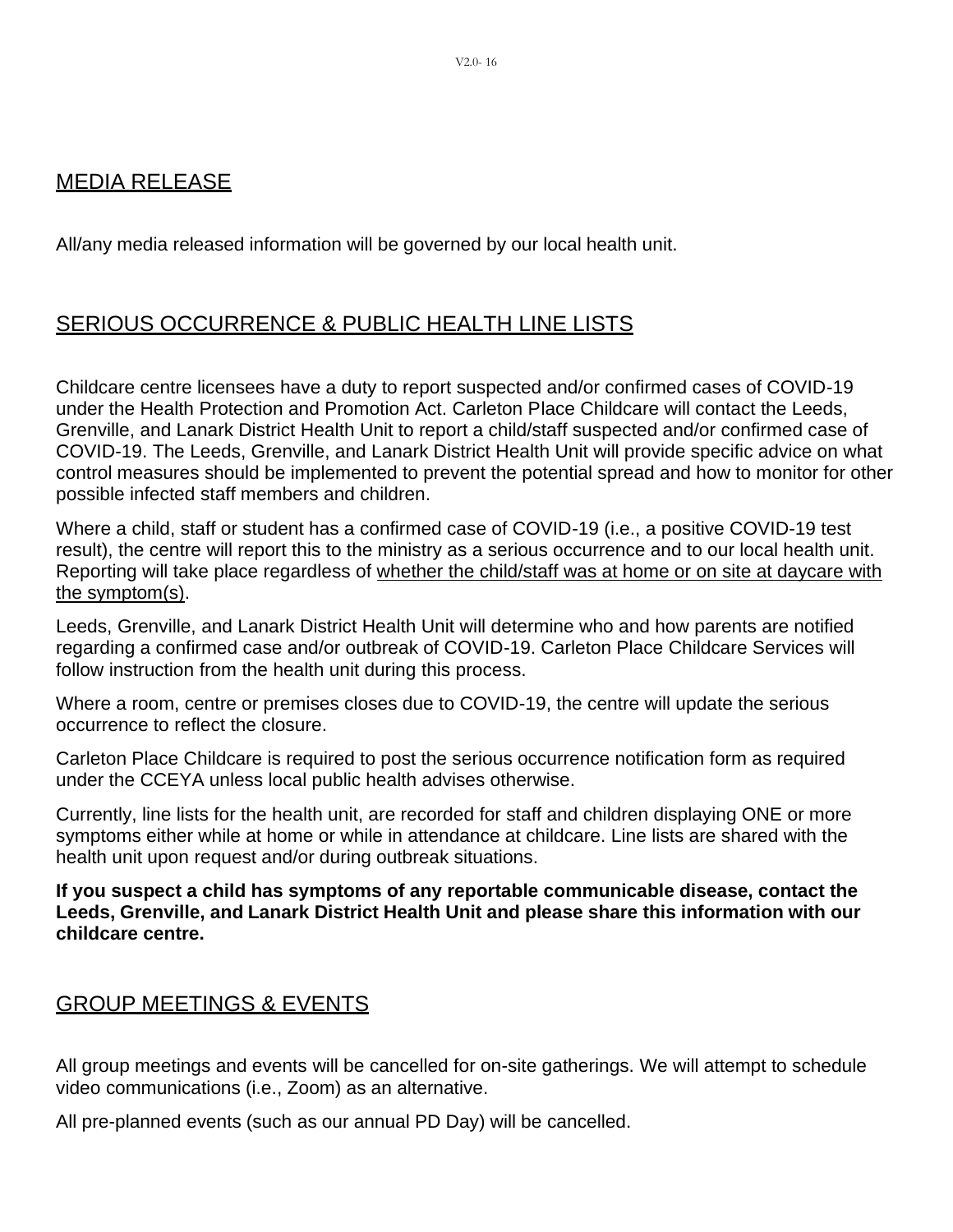## MEDIA RELEASE

All/any media released information will be governed by our local health unit.

## SERIOUS OCCURRENCE & PUBLIC HEALTH LINE LISTS

Childcare centre licensees have a duty to report suspected and/or confirmed cases of COVID-19 under the Health Protection and Promotion Act. Carleton Place Childcare will contact the Leeds, Grenville, and Lanark District Health Unit to report a child/staff suspected and/or confirmed case of COVID-19. The Leeds, Grenville, and Lanark District Health Unit will provide specific advice on what control measures should be implemented to prevent the potential spread and how to monitor for other possible infected staff members and children.

Where a child, staff or student has a confirmed case of COVID-19 (i.e., a positive COVID-19 test result), the centre will report this to the ministry as a serious occurrence and to our local health unit. Reporting will take place regardless of whether the child/staff was at home or on site at daycare with the symptom(s).

Leeds, Grenville, and Lanark District Health Unit will determine who and how parents are notified regarding a confirmed case and/or outbreak of COVID-19. Carleton Place Childcare Services will follow instruction from the health unit during this process.

Where a room, centre or premises closes due to COVID-19, the centre will update the serious occurrence to reflect the closure.

Carleton Place Childcare is required to post the serious occurrence notification form as required under the CCEYA unless local public health advises otherwise.

Currently, line lists for the health unit, are recorded for staff and children displaying ONE or more symptoms either while at home or while in attendance at childcare. Line lists are shared with the health unit upon request and/or during outbreak situations.

**If you suspect a child has symptoms of any reportable communicable disease, contact the Leeds, Grenville, and Lanark District Health Unit and please share this information with our childcare centre.**

## GROUP MEETINGS & EVENTS

All group meetings and events will be cancelled for on-site gatherings. We will attempt to schedule video communications (i.e., Zoom) as an alternative.

All pre-planned events (such as our annual PD Day) will be cancelled.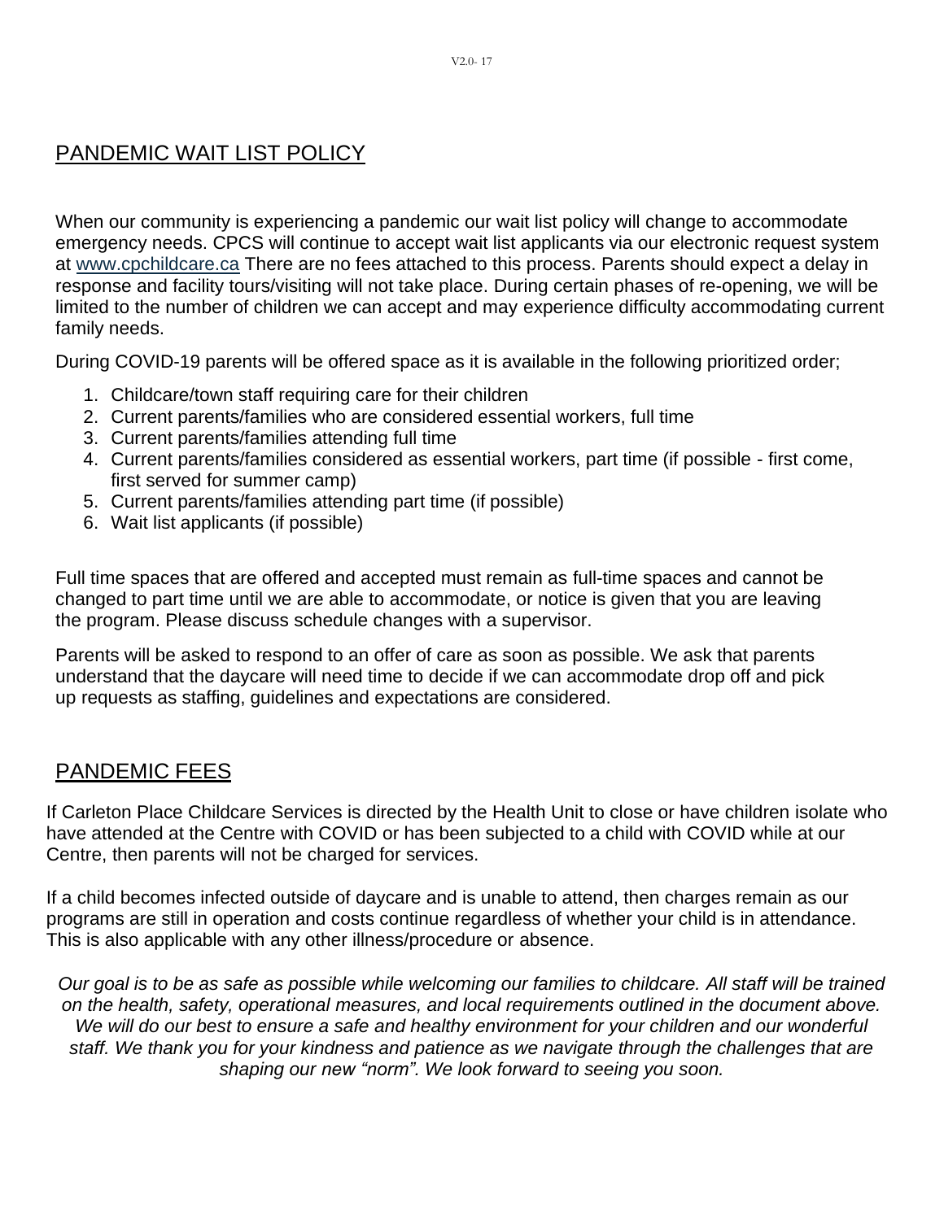## PANDEMIC WAIT LIST POLICY

When our community is experiencing a pandemic our wait list policy will change to accommodate emergency needs. CPCS will continue to accept wait list applicants via our electronic request system at www.cpchildcare.ca There are no fees attached to this process. Parents should expect a delay in response and facility tours/visiting will not take place. During certain phases of re-opening, we will be limited to the number of children we can accept and may experience difficulty accommodating current family needs.

During COVID-19 parents will be offered space as it is available in the following prioritized order;

1. Childcare/town staff requiring care for their children
2. Current parents/families who are considered essential workers, full time
3. Current parents/families attending full time
4. Current parents/families considered as essential workers, part time (if possible - first come, first served for summer camp)
5. Current parents/families attending part time (if possible)
6. Wait list applicants (if possible)

Full time spaces that are offered and accepted must remain as full-time spaces and cannot be changed to part time until we are able to accommodate, or notice is given that you are leaving the program. Please discuss schedule changes with a supervisor.

Parents will be asked to respond to an offer of care as soon as possible. We ask that parents understand that the daycare will need time to decide if we can accommodate drop off and pick up requests as staffing, guidelines and expectations are considered.

## PANDEMIC FEES

If Carleton Place Childcare Services is directed by the Health Unit to close or have children isolate who have attended at the Centre with COVID or has been subjected to a child with COVID while at our Centre, then parents will not be charged for services.

If a child becomes infected outside of daycare and is unable to attend, then charges remain as our programs are still in operation and costs continue regardless of whether your child is in attendance. This is also applicable with any other illness/procedure or absence.

*Our goal is to be as safe as possible while welcoming our families to childcare. All staff will be trained on the health, safety, operational measures, and local requirements outlined in the document above. We will do our best to ensure a safe and healthy environment for your children and our wonderful staff. We thank you for your kindness and patience as we navigate through the challenges that are shaping our new "norm". We look forward to seeing you soon.*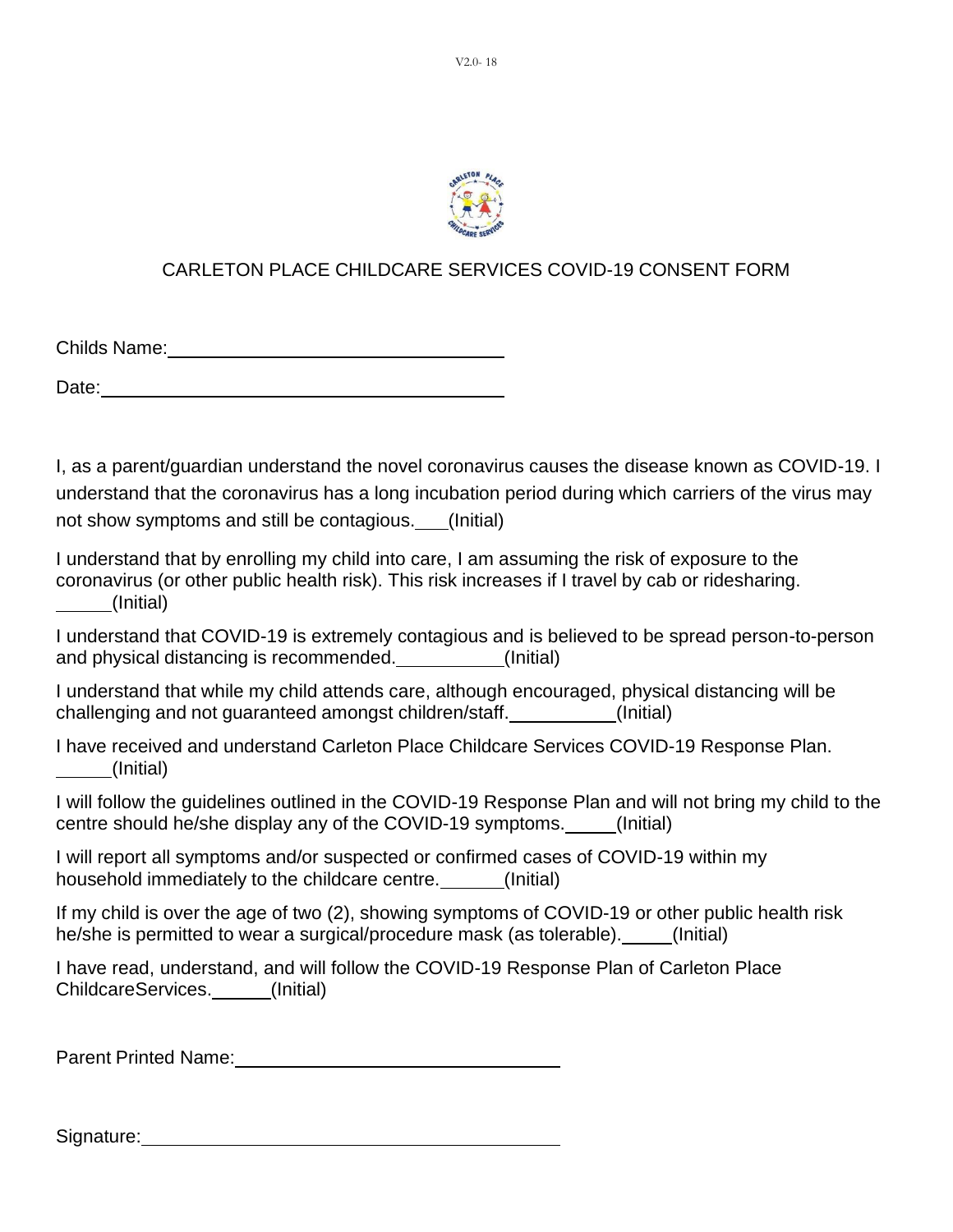# CARLETON PLACE CHILDCARE SERVICES COVID-19 CONSENT FORM

Childs Name: ________________________________

Date: ________________________________

I, as a parent/guardian understand the novel coronavirus causes the disease known as COVID-19. I understand that the coronavirus has a long incubation period during which carriers of the virus may not show symptoms and still be contagious. ___(Initial)

I understand that by enrolling my child into care, I am assuming the risk of exposure to the coronavirus (or other public health risk). This risk increases if I travel by cab or ridesharing. _____(Initial)

I understand that COVID-19 is extremely contagious and is believed to be spread person-to-person and physical distancing is recommended. __________(Initial)

I understand that while my child attends care, although encouraged, physical distancing will be challenging and not guaranteed amongst children/staff. __________(Initial)

I have received and understand Carleton Place Childcare Services COVID-19 Response Plan. _____(Initial)

I will follow the guidelines outlined in the COVID-19 Response Plan and will not bring my child to the centre should he/she display any of the COVID-19 symptoms. _____(Initial)

I will report all symptoms and/or suspected or confirmed cases of COVID-19 within my household immediately to the childcare centre. ______(Initial)

If my child is over the age of two (2), showing symptoms of COVID-19 or other public health risk he/she is permitted to wear a surgical/procedure mask (as tolerable). _____(Initial)

I have read, understand, and will follow the COVID-19 Response Plan of Carleton Place ChildcareServices. ______(Initial)

Parent Printed Name: ________________________________

Signature: ________________________________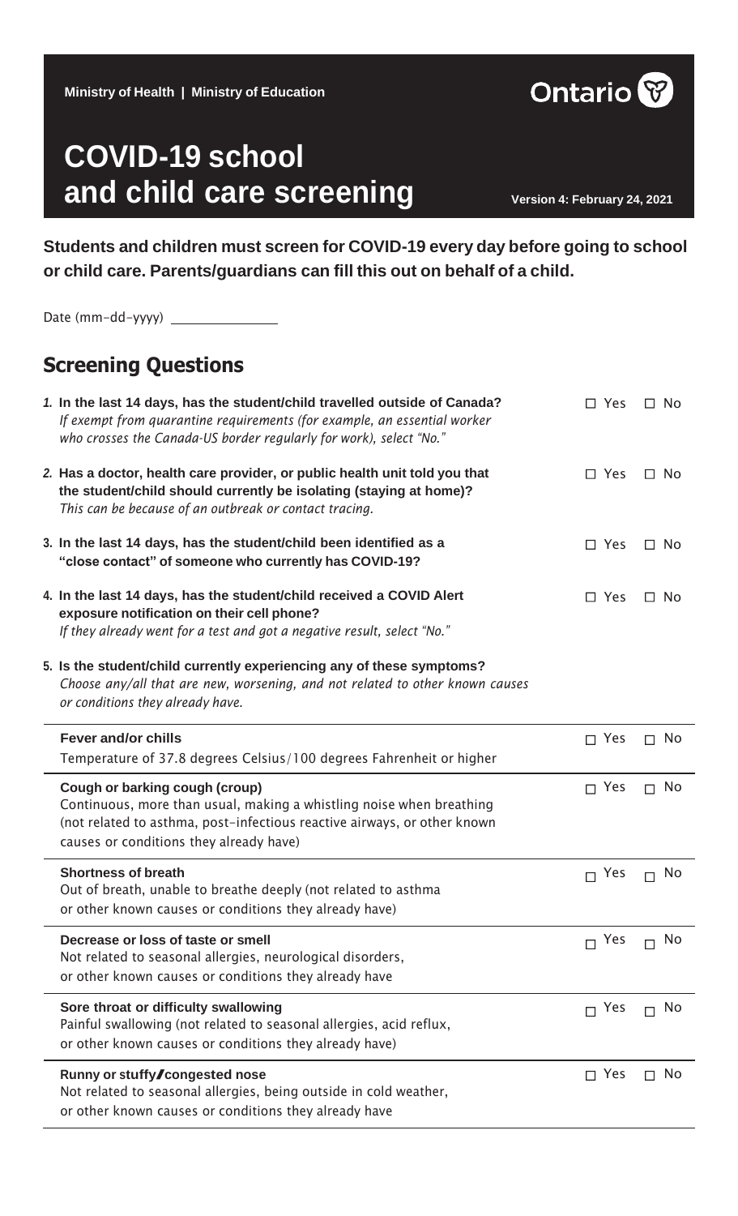Ministry of Health | Ministry of Education

Ontario

# COVID-19 school and child care screening

Version 4: February 24, 2021

**Students and children must screen for COVID-19 every day before going to school or child care. Parents/guardians can fill this out on behalf of a child.**

Date (mm-dd-yyyy) _______________

## Screening Questions

**1. In the last 14 days, has the student/child travelled outside of Canada?** ☐ Yes ☐ No
*If exempt from quarantine requirements (for example, an essential worker who crosses the Canada-US border regularly for work), select "No."*

**2. Has a doctor, health care provider, or public health unit told you that the student/child should currently be isolating (staying at home)?** ☐ Yes ☐ No
*This can be because of an outbreak or contact tracing.*

**3. In the last 14 days, has the student/child been identified as a "close contact" of someone who currently has COVID-19?** ☐ Yes ☐ No

**4. In the last 14 days, has the student/child received a COVID Alert exposure notification on their cell phone?** ☐ Yes ☐ No
*If they already went for a test and got a negative result, select "No."*

**5. Is the student/child currently experiencing any of these symptoms?**
*Choose any/all that are new, worsening, and not related to other known causes or conditions they already have.*

| Symptom | Yes | No |
|---|---|---|
| **Fever and/or chills**<br>Temperature of 37.8 degrees Celsius/100 degrees Fahrenheit or higher | ☐ Yes | ☐ No |
| **Cough or barking cough (croup)**<br>Continuous, more than usual, making a whistling noise when breathing (not related to asthma, post-infectious reactive airways, or other known causes or conditions they already have) | ☐ Yes | ☐ No |
| **Shortness of breath**<br>Out of breath, unable to breathe deeply (not related to asthma or other known causes or conditions they already have) | ☐ Yes | ☐ No |
| **Decrease or loss of taste or smell**<br>Not related to seasonal allergies, neurological disorders, or other known causes or conditions they already have | ☐ Yes | ☐ No |
| **Sore throat or difficulty swallowing**<br>Painful swallowing (not related to seasonal allergies, acid reflux, or other known causes or conditions they already have) | ☐ Yes | ☐ No |
| **Runny or stuffy/congested nose**<br>Not related to seasonal allergies, being outside in cold weather, or other known causes or conditions they already have | ☐ Yes | ☐ No |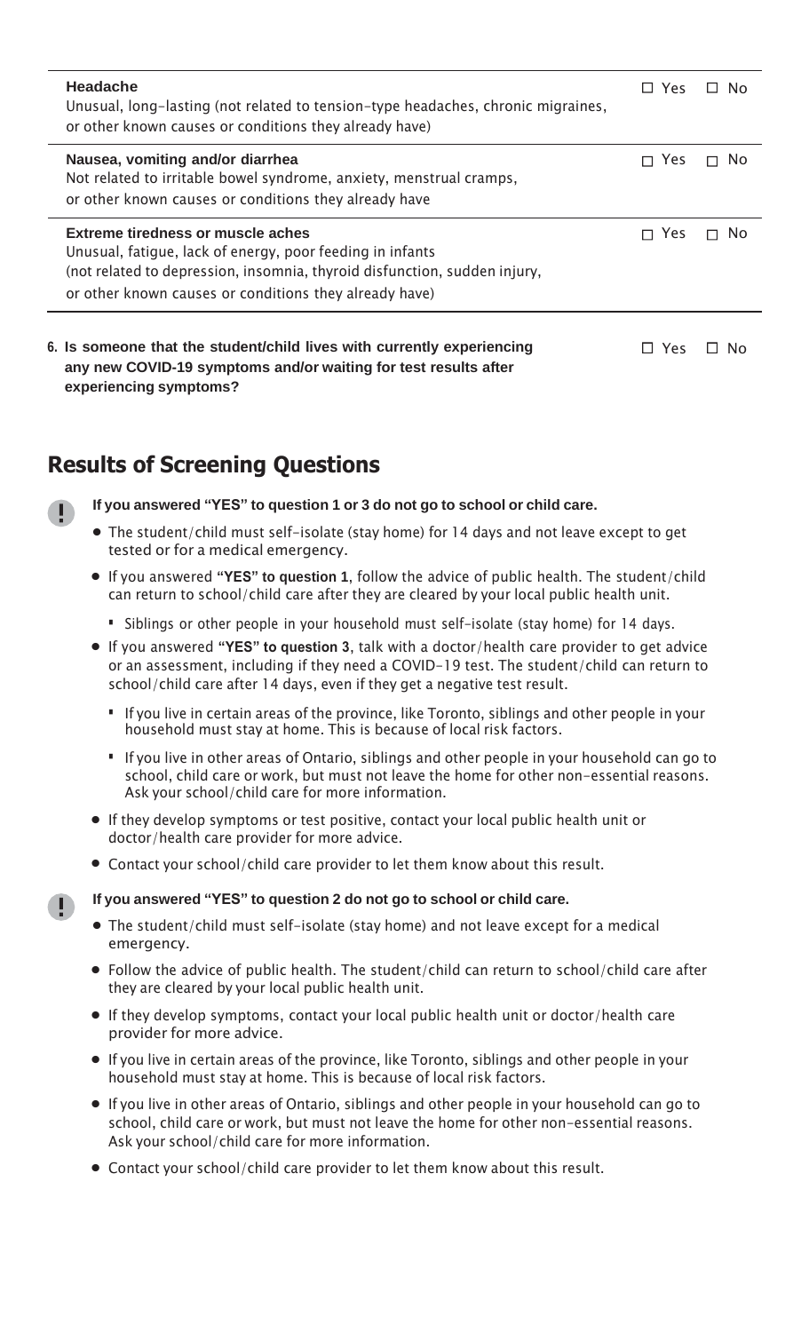| | | |
|---|---|---|
| **Headache**<br>Unusual, long-lasting (not related to tension-type headaches, chronic migraines, or other known causes or conditions they already have) | ☐ Yes | ☐ No |
| **Nausea, vomiting and/or diarrhea**<br>Not related to irritable bowel syndrome, anxiety, menstrual cramps, or other known causes or conditions they already have | ☐ Yes | ☐ No |
| **Extreme tiredness or muscle aches**<br>Unusual, fatigue, lack of energy, poor feeding in infants (not related to depression, insomnia, thyroid disfunction, sudden injury, or other known causes or conditions they already have) | ☐ Yes | ☐ No |

**6. Is someone that the student/child lives with currently experiencing any new COVID-19 symptoms and/or waiting for test results after experiencing symptoms?** ☐ Yes ☐ No

## Results of Screening Questions

**If you answered "YES" to question 1 or 3 do not go to school or child care.**

- The student/child must self-isolate (stay home) for 14 days and not leave except to get tested or for a medical emergency.
- If you answered **"YES" to question 1**, follow the advice of public health. The student/child can return to school/child care after they are cleared by your local public health unit.
  - Siblings or other people in your household must self-isolate (stay home) for 14 days.
- If you answered **"YES" to question 3**, talk with a doctor/health care provider to get advice or an assessment, including if they need a COVID-19 test. The student/child can return to school/child care after 14 days, even if they get a negative test result.
  - If you live in certain areas of the province, like Toronto, siblings and other people in your household must stay at home. This is because of local risk factors.
  - If you live in other areas of Ontario, siblings and other people in your household can go to school, child care or work, but must not leave the home for other non-essential reasons. Ask your school/child care for more information.
- If they develop symptoms or test positive, contact your local public health unit or doctor/health care provider for more advice.
- Contact your school/child care provider to let them know about this result.

**If you answered "YES" to question 2 do not go to school or child care.**

- The student/child must self-isolate (stay home) and not leave except for a medical emergency.
- Follow the advice of public health. The student/child can return to school/child care after they are cleared by your local public health unit.
- If they develop symptoms, contact your local public health unit or doctor/health care provider for more advice.
- If you live in certain areas of the province, like Toronto, siblings and other people in your household must stay at home. This is because of local risk factors.
- If you live in other areas of Ontario, siblings and other people in your household can go to school, child care or work, but must not leave the home for other non-essential reasons. Ask your school/child care for more information.
- Contact your school/child care provider to let them know about this result.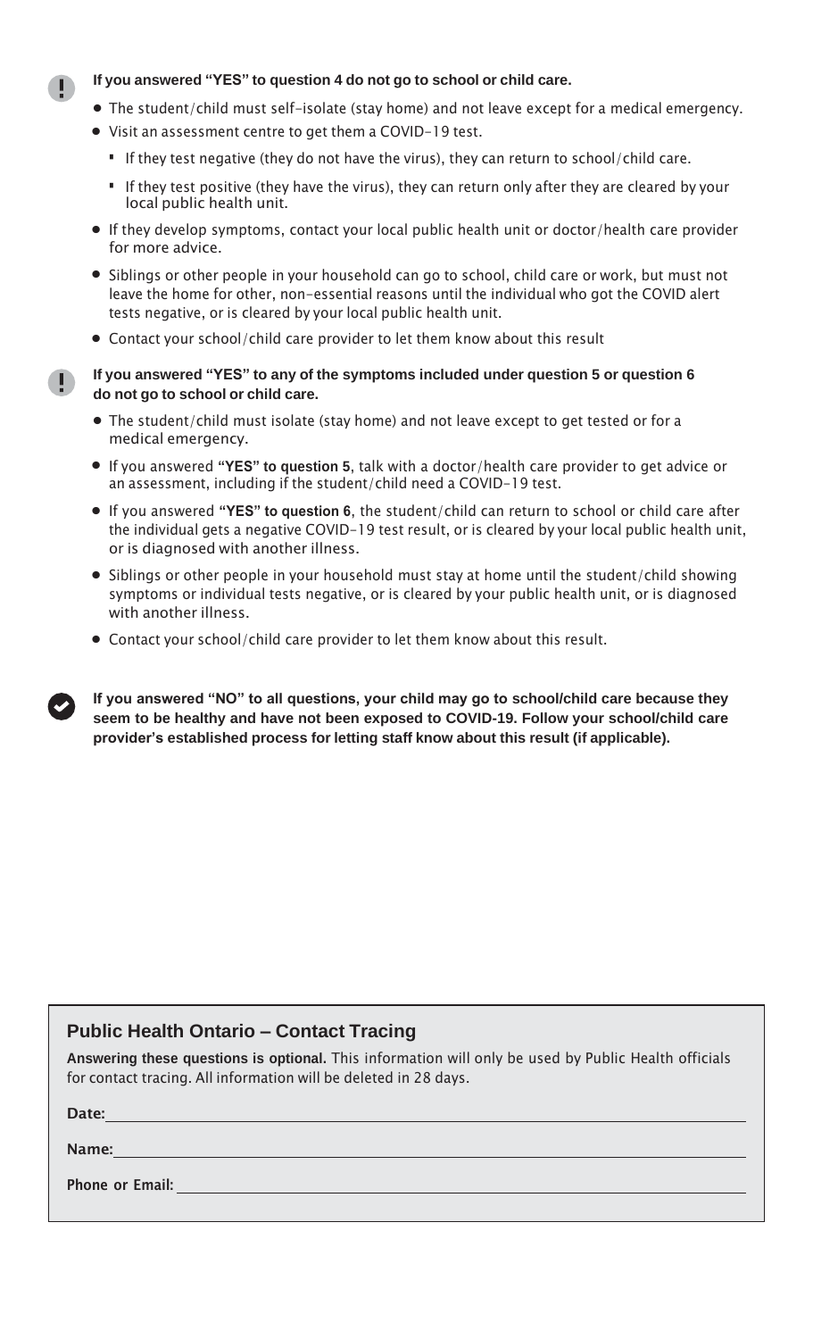**If you answered "YES" to question 4 do not go to school or child care.**

- The student/child must self-isolate (stay home) and not leave except for a medical emergency.
- Visit an assessment centre to get them a COVID-19 test.
  - If they test negative (they do not have the virus), they can return to school/child care.
  - If they test positive (they have the virus), they can return only after they are cleared by your local public health unit.
- If they develop symptoms, contact your local public health unit or doctor/health care provider for more advice.
- Siblings or other people in your household can go to school, child care or work, but must not leave the home for other, non-essential reasons until the individual who got the COVID alert tests negative, or is cleared by your local public health unit.
- Contact your school/child care provider to let them know about this result

**If you answered "YES" to any of the symptoms included under question 5 or question 6 do not go to school or child care.**

- The student/child must isolate (stay home) and not leave except to get tested or for a medical emergency.
- If you answered **"YES" to question 5**, talk with a doctor/health care provider to get advice or an assessment, including if the student/child need a COVID-19 test.
- If you answered **"YES" to question 6**, the student/child can return to school or child care after the individual gets a negative COVID-19 test result, or is cleared by your local public health unit, or is diagnosed with another illness.
- Siblings or other people in your household must stay at home until the student/child showing symptoms or individual tests negative, or is cleared by your public health unit, or is diagnosed with another illness.
- Contact your school/child care provider to let them know about this result.

**If you answered "NO" to all questions, your child may go to school/child care because they seem to be healthy and have not been exposed to COVID-19. Follow your school/child care provider's established process for letting staff know about this result (if applicable).**

## Public Health Ontario – Contact Tracing

**Answering these questions is optional.** This information will only be used by Public Health officials for contact tracing. All information will be deleted in 28 days.

**Date:** ____________________

**Name:** ____________________

**Phone or Email:** ____________________